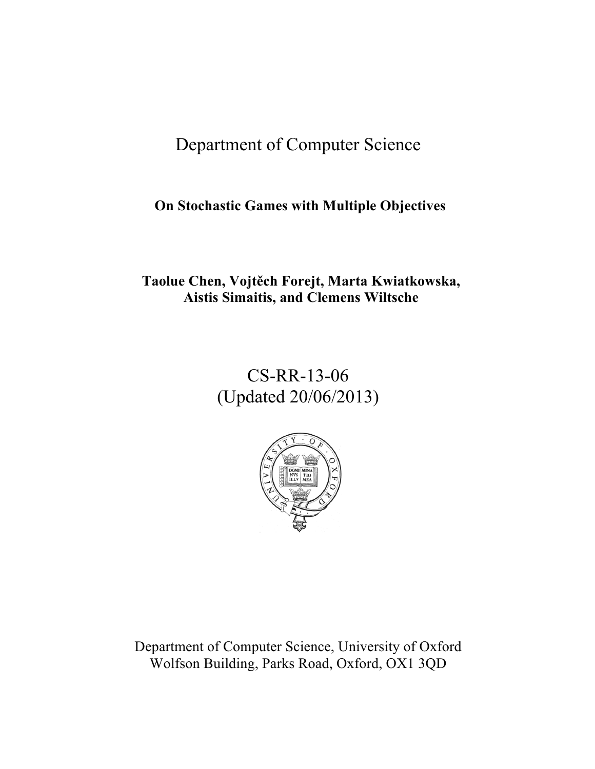# Department of Computer Science

**On Stochastic Games with Multiple Objectives**

**Taolue Chen, Vojtěch Forejt, Marta Kwiatkowska, Aistis Simaitis, and Clemens Wiltsche**

CS-RR-13-06
(Updated 20/06/2013)

Department of Computer Science, University of Oxford
Wolfson Building, Parks Road, Oxford, OX1 3QD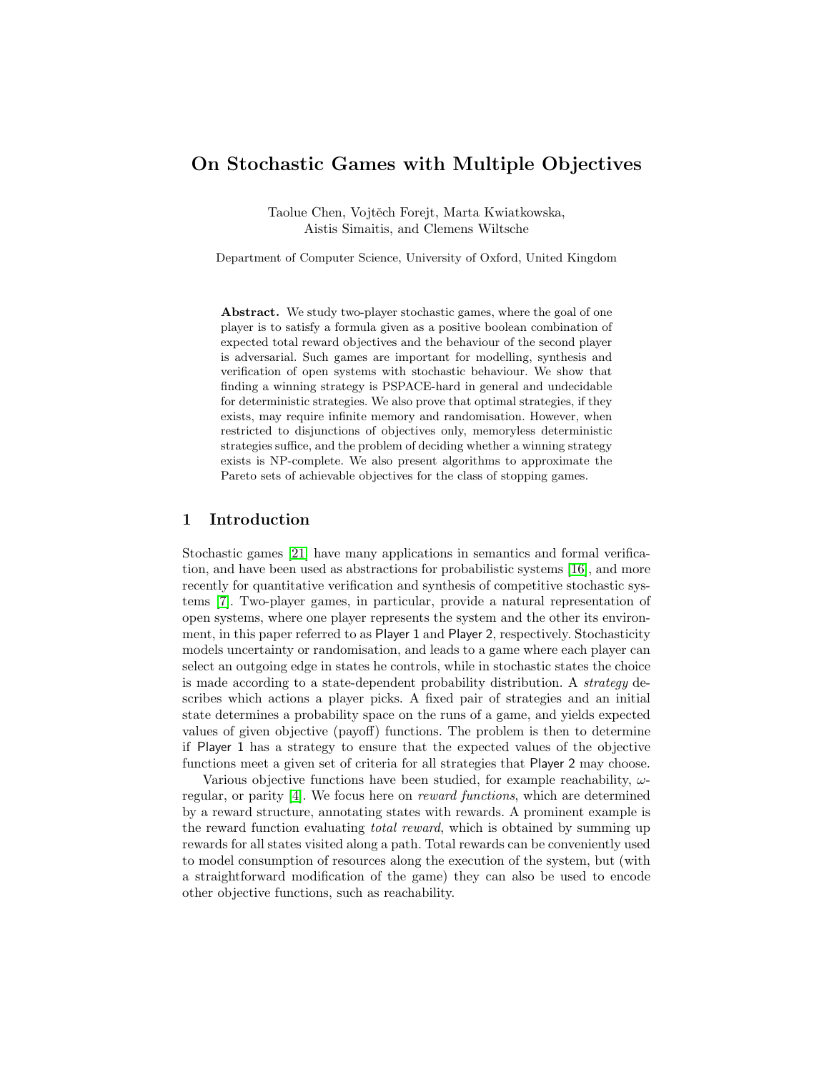# On Stochastic Games with Multiple Objectives

Taolue Chen, Vojtěch Forejt, Marta Kwiatkowska, Aistis Simaitis, and Clemens Wiltsche

Department of Computer Science, University of Oxford, United Kingdom

**Abstract.** We study two-player stochastic games, where the goal of one player is to satisfy a formula given as a positive boolean combination of expected total reward objectives and the behaviour of the second player is adversarial. Such games are important for modelling, synthesis and verification of open systems with stochastic behaviour. We show that finding a winning strategy is PSPACE-hard in general and undecidable for deterministic strategies. We also prove that optimal strategies, if they exists, may require infinite memory and randomisation. However, when restricted to disjunctions of objectives only, memoryless deterministic strategies suffice, and the problem of deciding whether a winning strategy exists is NP-complete. We also present algorithms to approximate the Pareto sets of achievable objectives for the class of stopping games.

## 1 Introduction

Stochastic games [21] have many applications in semantics and formal verification, and have been used as abstractions for probabilistic systems [16], and more recently for quantitative verification and synthesis of competitive stochastic systems [7]. Two-player games, in particular, provide a natural representation of open systems, where one player represents the system and the other its environment, in this paper referred to as Player 1 and Player 2, respectively. Stochasticity models uncertainty or randomisation, and leads to a game where each player can select an outgoing edge in states he controls, while in stochastic states the choice is made according to a state-dependent probability distribution. A *strategy* describes which actions a player picks. A fixed pair of strategies and an initial state determines a probability space on the runs of a game, and yields expected values of given objective (payoff) functions. The problem is then to determine if Player 1 has a strategy to ensure that the expected values of the objective functions meet a given set of criteria for all strategies that Player 2 may choose.

Various objective functions have been studied, for example reachability, $\omega$-regular, or parity [4]. We focus here on *reward functions*, which are determined by a reward structure, annotating states with rewards. A prominent example is the reward function evaluating *total reward*, which is obtained by summing up rewards for all states visited along a path. Total rewards can be conveniently used to model consumption of resources along the execution of the system, but (with a straightforward modification of the game) they can also be used to encode other objective functions, such as reachability.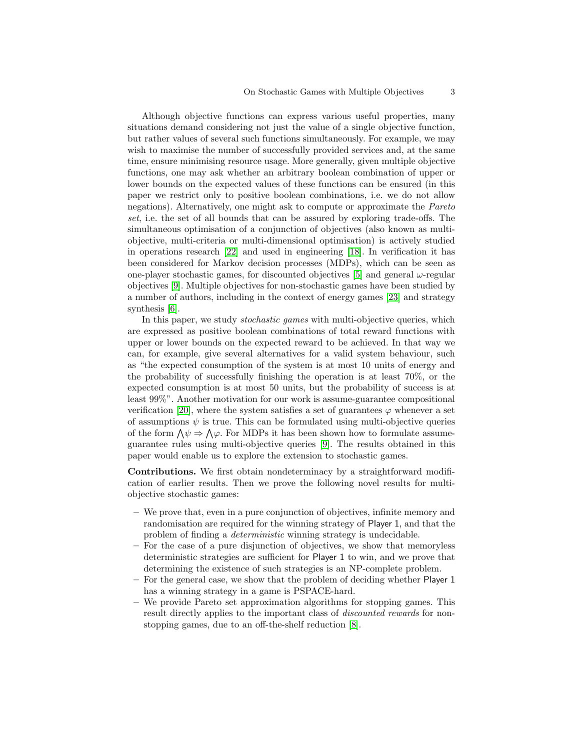Although objective functions can express various useful properties, many situations demand considering not just the value of a single objective function, but rather values of several such functions simultaneously. For example, we may wish to maximise the number of successfully provided services and, at the same time, ensure minimising resource usage. More generally, given multiple objective functions, one may ask whether an arbitrary boolean combination of upper or lower bounds on the expected values of these functions can be ensured (in this paper we restrict only to positive boolean combinations, i.e. we do not allow negations). Alternatively, one might ask to compute or approximate the *Pareto set*, i.e. the set of all bounds that can be assured by exploring trade-offs. The simultaneous optimisation of a conjunction of objectives (also known as multi-objective, multi-criteria or multi-dimensional optimisation) is actively studied in operations research [22] and used in engineering [18]. In verification it has been considered for Markov decision processes (MDPs), which can be seen as one-player stochastic games, for discounted objectives [5] and general $\omega$-regular objectives [9]. Multiple objectives for non-stochastic games have been studied by a number of authors, including in the context of energy games [23] and strategy synthesis [6].

In this paper, we study *stochastic games* with multi-objective queries, which are expressed as positive boolean combinations of total reward functions with upper or lower bounds on the expected reward to be achieved. In that way we can, for example, give several alternatives for a valid system behaviour, such as "the expected consumption of the system is at most 10 units of energy and the probability of successfully finishing the operation is at least 70%, or the expected consumption is at most 50 units, but the probability of success is at least 99%". Another motivation for our work is assume-guarantee compositional verification [20], where the system satisfies a set of guarantees $\varphi$ whenever a set of assumptions $\psi$ is true. This can be formulated using multi-objective queries of the form $\bigwedge\psi \Rightarrow \bigwedge\varphi$. For MDPs it has been shown how to formulate assume-guarantee rules using multi-objective queries [9]. The results obtained in this paper would enable us to explore the extension to stochastic games.

**Contributions.** We first obtain nondeterminacy by a straightforward modification of earlier results. Then we prove the following novel results for multi-objective stochastic games:

- We prove that, even in a pure conjunction of objectives, infinite memory and randomisation are required for the winning strategy of Player 1, and that the problem of finding a *deterministic* winning strategy is undecidable.
- For the case of a pure disjunction of objectives, we show that memoryless deterministic strategies are sufficient for Player 1 to win, and we prove that determining the existence of such strategies is an NP-complete problem.
- For the general case, we show that the problem of deciding whether Player 1 has a winning strategy in a game is PSPACE-hard.
- We provide Pareto set approximation algorithms for stopping games. This result directly applies to the important class of *discounted rewards* for non-stopping games, due to an off-the-shelf reduction [8].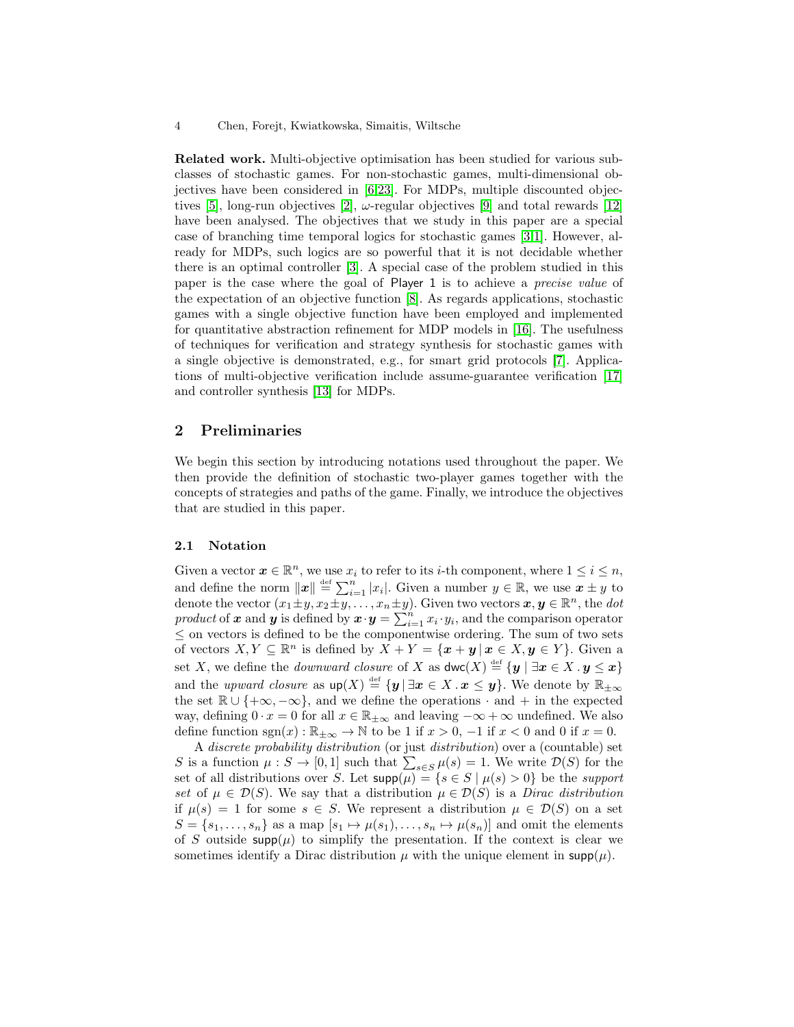**Related work.** Multi-objective optimisation has been studied for various subclasses of stochastic games. For non-stochastic games, multi-dimensional objectives have been considered in [6,23]. For MDPs, multiple discounted objectives [5], long-run objectives [2], $\omega$-regular objectives [9] and total rewards [12] have been analysed. The objectives that we study in this paper are a special case of branching time temporal logics for stochastic games [3,1]. However, already for MDPs, such logics are so powerful that it is not decidable whether there is an optimal controller [3]. A special case of the problem studied in this paper is the case where the goal of Player 1 is to achieve a *precise value* of the expectation of an objective function [8]. As regards applications, stochastic games with a single objective function have been employed and implemented for quantitative abstraction refinement for MDP models in [16]. The usefulness of techniques for verification and strategy synthesis for stochastic games with a single objective is demonstrated, e.g., for smart grid protocols [7]. Applications of multi-objective verification include assume-guarantee verification [17] and controller synthesis [13] for MDPs.

## 2 Preliminaries

We begin this section by introducing notations used throughout the paper. We then provide the definition of stochastic two-player games together with the concepts of strategies and paths of the game. Finally, we introduce the objectives that are studied in this paper.

### 2.1 Notation

Given a vector $\boldsymbol{x} \in \mathbb{R}^n$, we use $x_i$ to refer to its $i$-th component, where $1 \leq i \leq n$, and define the norm $\|\boldsymbol{x}\| \stackrel{\text{def}}{=} \sum_{i=1}^{n} |x_i|$. Given a number $y \in \mathbb{R}$, we use $\boldsymbol{x} \pm y$ to denote the vector $(x_1 \pm y, x_2 \pm y, \ldots, x_n \pm y)$. Given two vectors $\boldsymbol{x}, \boldsymbol{y} \in \mathbb{R}^n$, the *dot product* of $\boldsymbol{x}$ and $\boldsymbol{y}$ is defined by $\boldsymbol{x} \cdot \boldsymbol{y} = \sum_{i=1}^{n} x_i \cdot y_i$, and the comparison operator $\leq$ on vectors is defined to be the componentwise ordering. The sum of two sets of vectors $X, Y \subseteq \mathbb{R}^n$ is defined by $X + Y = \{\boldsymbol{x} + \boldsymbol{y} \,|\, \boldsymbol{x} \in X, \boldsymbol{y} \in Y\}$. Given a set $X$, we define the *downward closure* of $X$ as $\mathsf{dwc}(X) \stackrel{\text{def}}{=} \{\boldsymbol{y} \mid \exists \boldsymbol{x} \in X \,.\, \boldsymbol{y} \leq \boldsymbol{x}\}$ and the *upward closure* as $\mathsf{up}(X) \stackrel{\text{def}}{=} \{\boldsymbol{y} \,|\, \exists \boldsymbol{x} \in X \,.\, \boldsymbol{x} \leq \boldsymbol{y}\}$. We denote by $\mathbb{R}_{\pm\infty}$ the set $\mathbb{R} \cup \{+\infty, -\infty\}$, and we define the operations $\cdot$ and $+$ in the expected way, defining $0 \cdot x = 0$ for all $x \in \mathbb{R}_{\pm\infty}$ and leaving $-\infty + \infty$ undefined. We also define function $\mathrm{sgn}(x) : \mathbb{R}_{\pm\infty} \to \mathbb{N}$ to be 1 if $x > 0$, $-1$ if $x < 0$ and 0 if $x = 0$.

A *discrete probability distribution* (or just *distribution*) over a (countable) set $S$ is a function $\mu : S \to [0, 1]$ such that $\sum_{s \in S} \mu(s) = 1$. We write $\mathcal{D}(S)$ for the set of all distributions over $S$. Let $\mathsf{supp}(\mu) = \{s \in S \mid \mu(s) > 0\}$ be the *support set* of $\mu \in \mathcal{D}(S)$. We say that a distribution $\mu \in \mathcal{D}(S)$ is a *Dirac distribution* if $\mu(s) = 1$ for some $s \in S$. We represent a distribution $\mu \in \mathcal{D}(S)$ on a set $S = \{s_1, \ldots, s_n\}$ as a map $[s_1 \mapsto \mu(s_1), \ldots, s_n \mapsto \mu(s_n)]$ and omit the elements of $S$ outside $\mathsf{supp}(\mu)$ to simplify the presentation. If the context is clear we sometimes identify a Dirac distribution $\mu$ with the unique element in $\mathsf{supp}(\mu)$.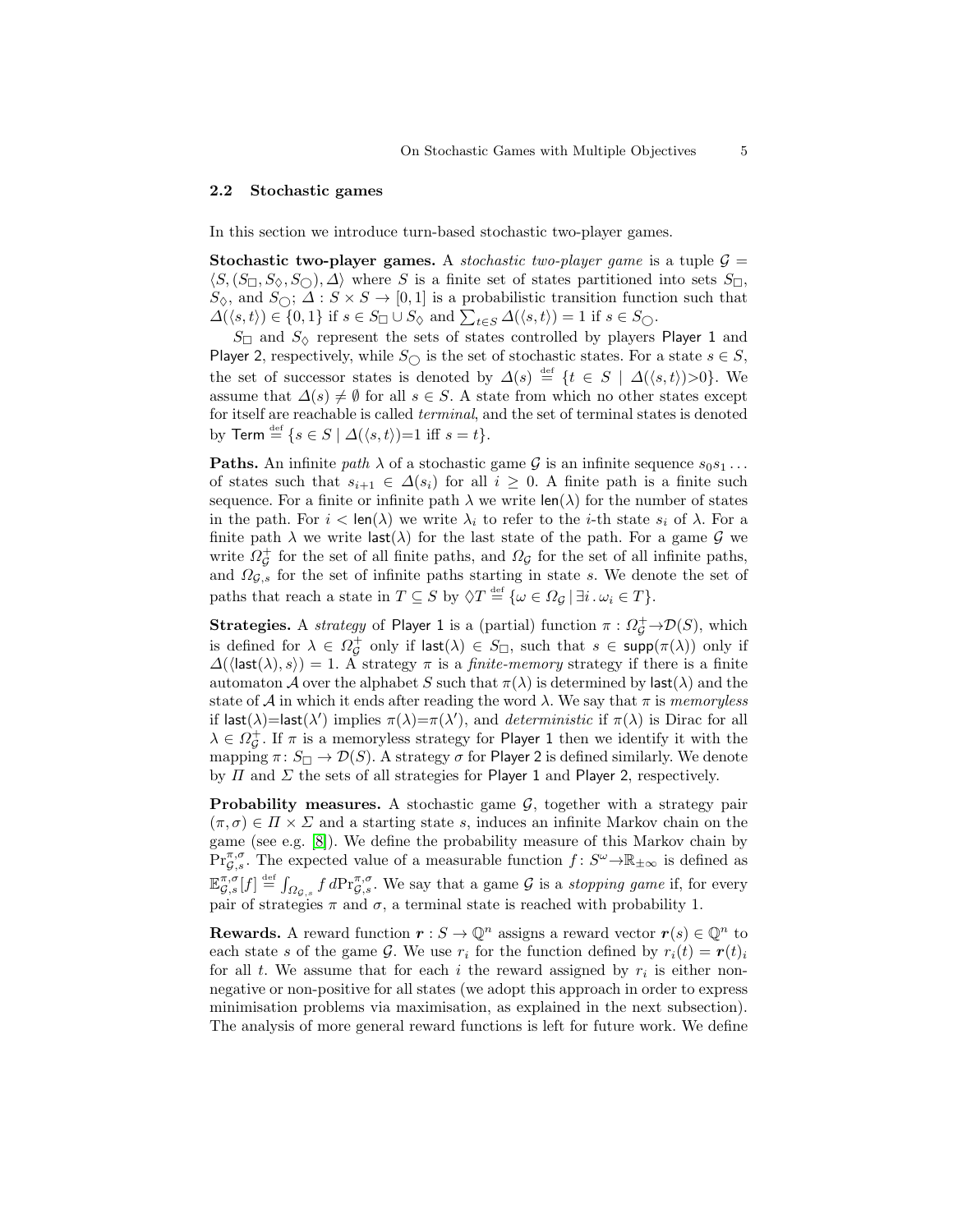### 2.2 Stochastic games

In this section we introduce turn-based stochastic two-player games.

**Stochastic two-player games.** A *stochastic two-player game* is a tuple $\mathcal{G} = \langle S, (S_\Box, S_\Diamond, S_\bigcirc), \Delta \rangle$ where $S$ is a finite set of states partitioned into sets $S_\Box$, $S_\Diamond$, and $S_\bigcirc$; $\Delta : S \times S \to [0, 1]$ is a probabilistic transition function such that $\Delta(\langle s, t \rangle) \in \{0, 1\}$ if $s \in S_\Box \cup S_\Diamond$ and $\sum_{t \in S} \Delta(\langle s, t \rangle) = 1$ if $s \in S_\bigcirc$.

$S_\Box$ and $S_\Diamond$ represent the sets of states controlled by players Player 1 and Player 2, respectively, while $S_\bigcirc$ is the set of stochastic states. For a state $s \in S$, the set of successor states is denoted by $\Delta(s) \stackrel{\text{def}}{=} \{t \in S \mid \Delta(\langle s, t \rangle) > 0\}$. We assume that $\Delta(s) \neq \emptyset$ for all $s \in S$. A state from which no other states except for itself are reachable is called *terminal*, and the set of terminal states is denoted by $\mathsf{Term} \stackrel{\text{def}}{=} \{s \in S \mid \Delta(\langle s, t \rangle) = 1 \text{ iff } s = t\}$.

**Paths.** An infinite *path* $\lambda$ of a stochastic game $\mathcal{G}$ is an infinite sequence $s_0 s_1 \ldots$ of states such that $s_{i+1} \in \Delta(s_i)$ for all $i \geq 0$. A finite path is a finite such sequence. For a finite or infinite path $\lambda$ we write $\mathsf{len}(\lambda)$ for the number of states in the path. For $i < \mathsf{len}(\lambda)$ we write $\lambda_i$ to refer to the $i$-th state $s_i$ of $\lambda$. For a finite path $\lambda$ we write $\mathsf{last}(\lambda)$ for the last state of the path. For a game $\mathcal{G}$ we write $\Omega^+_\mathcal{G}$ for the set of all finite paths, and $\Omega_\mathcal{G}$ for the set of all infinite paths, and $\Omega_{\mathcal{G},s}$ for the set of infinite paths starting in state $s$. We denote the set of paths that reach a state in $T \subseteq S$ by $\Diamond T \stackrel{\text{def}}{=} \{\omega \in \Omega_\mathcal{G} \mid \exists i \,.\, \omega_i \in T\}$.

**Strategies.** A *strategy* of Player 1 is a (partial) function $\pi : \Omega^+_\mathcal{G} \to \mathcal{D}(S)$, which is defined for $\lambda \in \Omega^+_\mathcal{G}$ only if $\mathsf{last}(\lambda) \in S_\Box$, such that $s \in \mathsf{supp}(\pi(\lambda))$ only if $\Delta(\langle \mathsf{last}(\lambda), s \rangle) = 1$. A strategy $\pi$ is a *finite-memory* strategy if there is a finite automaton $\mathcal{A}$ over the alphabet $S$ such that $\pi(\lambda)$ is determined by $\mathsf{last}(\lambda)$ and the state of $\mathcal{A}$ in which it ends after reading the word $\lambda$. We say that $\pi$ is *memoryless* if $\mathsf{last}(\lambda) = \mathsf{last}(\lambda')$ implies $\pi(\lambda) = \pi(\lambda')$, and *deterministic* if $\pi(\lambda)$ is Dirac for all $\lambda \in \Omega^+_\mathcal{G}$. If $\pi$ is a memoryless strategy for Player 1 then we identify it with the mapping $\pi : S_\Box \to \mathcal{D}(S)$. A strategy $\sigma$ for Player 2 is defined similarly. We denote by $\Pi$ and $\Sigma$ the sets of all strategies for Player 1 and Player 2, respectively.

**Probability measures.** A stochastic game $\mathcal{G}$, together with a strategy pair $(\pi, \sigma) \in \Pi \times \Sigma$ and a starting state $s$, induces an infinite Markov chain on the game (see e.g. [8]). We define the probability measure of this Markov chain by $\mathrm{Pr}^{\pi,\sigma}_{\mathcal{G},s}$. The expected value of a measurable function $f : S^\omega \to \mathbb{R}_{\pm\infty}$ is defined as $\mathbb{E}^{\pi,\sigma}_{\mathcal{G},s}[f] \stackrel{\text{def}}{=} \int_{\Omega_{\mathcal{G},s}} f \, d\mathrm{Pr}^{\pi,\sigma}_{\mathcal{G},s}$. We say that a game $\mathcal{G}$ is a *stopping game* if, for every pair of strategies $\pi$ and $\sigma$, a terminal state is reached with probability 1.

**Rewards.** A reward function $\boldsymbol{r} : S \to \mathbb{Q}^n$ assigns a reward vector $\boldsymbol{r}(s) \in \mathbb{Q}^n$ to each state $s$ of the game $\mathcal{G}$. We use $r_i$ for the function defined by $r_i(t) = \boldsymbol{r}(t)_i$ for all $t$. We assume that for each $i$ the reward assigned by $r_i$ is either non-negative or non-positive for all states (we adopt this approach in order to express minimisation problems via maximisation, as explained in the next subsection). The analysis of more general reward functions is left for future work. We define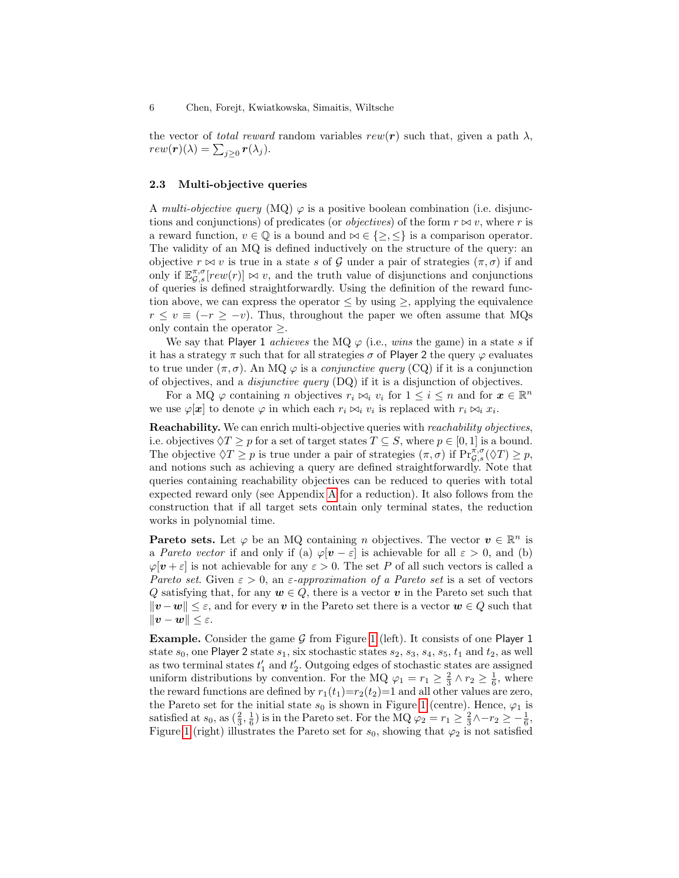the vector of *total reward* random variables $rew(\boldsymbol{r})$ such that, given a path $\lambda$, $rew(\boldsymbol{r})(\lambda) = \sum_{j\geq 0} \boldsymbol{r}(\lambda_j)$.

### 2.3 Multi-objective queries

A *multi-objective query* (MQ) $\varphi$ is a positive boolean combination (i.e. disjunctions and conjunctions) of predicates (or *objectives*) of the form $r \bowtie v$, where $r$ is a reward function, $v \in \mathbb{Q}$ is a bound and $\bowtie \in \{\geq, \leq\}$ is a comparison operator. The validity of an MQ is defined inductively on the structure of the query: an objective $r \bowtie v$ is true in a state $s$ of $\mathcal{G}$ under a pair of strategies $(\pi, \sigma)$ if and only if $\mathbb{E}^{\pi,\sigma}_{\mathcal{G},s}[rew(r)] \bowtie v$, and the truth value of disjunctions and conjunctions of queries is defined straightforwardly. Using the definition of the reward function above, we can express the operator $\leq$ by using $\geq$, applying the equivalence $r \leq v \equiv (-r \geq -v)$. Thus, throughout the paper we often assume that MQs only contain the operator $\geq$.

We say that Player 1 *achieves* the MQ $\varphi$ (i.e., *wins* the game) in a state $s$ if it has a strategy $\pi$ such that for all strategies $\sigma$ of Player 2 the query $\varphi$ evaluates to true under $(\pi, \sigma)$. An MQ $\varphi$ is a *conjunctive query* (CQ) if it is a conjunction of objectives, and a *disjunctive query* (DQ) if it is a disjunction of objectives.

For a MQ $\varphi$ containing $n$ objectives $r_i \bowtie_i v_i$ for $1 \leq i \leq n$ and for $\boldsymbol{x} \in \mathbb{R}^n$ we use $\varphi[\boldsymbol{x}]$ to denote $\varphi$ in which each $r_i \bowtie_i v_i$ is replaced with $r_i \bowtie_i x_i$.

**Reachability.** We can enrich multi-objective queries with *reachability objectives*, i.e. objectives $\Diamond T \geq p$ for a set of target states $T \subseteq S$, where $p \in [0, 1]$ is a bound. The objective $\Diamond T \geq p$ is true under a pair of strategies $(\pi, \sigma)$ if $\Pr^{\pi,\sigma}_{\mathcal{G},s}(\Diamond T) \geq p$, and notions such as achieving a query are defined straightforwardly. Note that queries containing reachability objectives can be reduced to queries with total expected reward only (see Appendix A for a reduction). It also follows from the construction that if all target sets contain only terminal states, the reduction works in polynomial time.

**Pareto sets.** Let $\varphi$ be an MQ containing $n$ objectives. The vector $\boldsymbol{v} \in \mathbb{R}^n$ is a *Pareto vector* if and only if (a) $\varphi[\boldsymbol{v} - \varepsilon]$ is achievable for all $\varepsilon > 0$, and (b) $\varphi[\boldsymbol{v} + \varepsilon]$ is not achievable for any $\varepsilon > 0$. The set $P$ of all such vectors is called a *Pareto set*. Given $\varepsilon > 0$, an *$\varepsilon$-approximation of a Pareto set* is a set of vectors $Q$ satisfying that, for any $\boldsymbol{w} \in Q$, there is a vector $\boldsymbol{v}$ in the Pareto set such that $\|\boldsymbol{v} - \boldsymbol{w}\| \leq \varepsilon$, and for every $\boldsymbol{v}$ in the Pareto set there is a vector $\boldsymbol{w} \in Q$ such that $\|\boldsymbol{v} - \boldsymbol{w}\| \leq \varepsilon$.

**Example.** Consider the game $\mathcal{G}$ from Figure 1 (left). It consists of one Player 1 state $s_0$, one Player 2 state $s_1$, six stochastic states $s_2$, $s_3$, $s_4$, $s_5$, $t_1$ and $t_2$, as well as two terminal states $t'_1$ and $t'_2$. Outgoing edges of stochastic states are assigned uniform distributions by convention. For the MQ $\varphi_1 = r_1 \geq \frac{2}{3} \wedge r_2 \geq \frac{1}{6}$, where the reward functions are defined by $r_1(t_1){=}r_2(t_2){=}1$ and all other values are zero, the Pareto set for the initial state $s_0$ is shown in Figure 1 (centre). Hence, $\varphi_1$ is satisfied at $s_0$, as $(\frac{2}{3}, \frac{1}{6})$ is in the Pareto set. For the MQ $\varphi_2 = r_1 \geq \frac{2}{3} \wedge {-r_2} \geq -\frac{1}{6}$, Figure 1 (right) illustrates the Pareto set for $s_0$, showing that $\varphi_2$ is not satisfied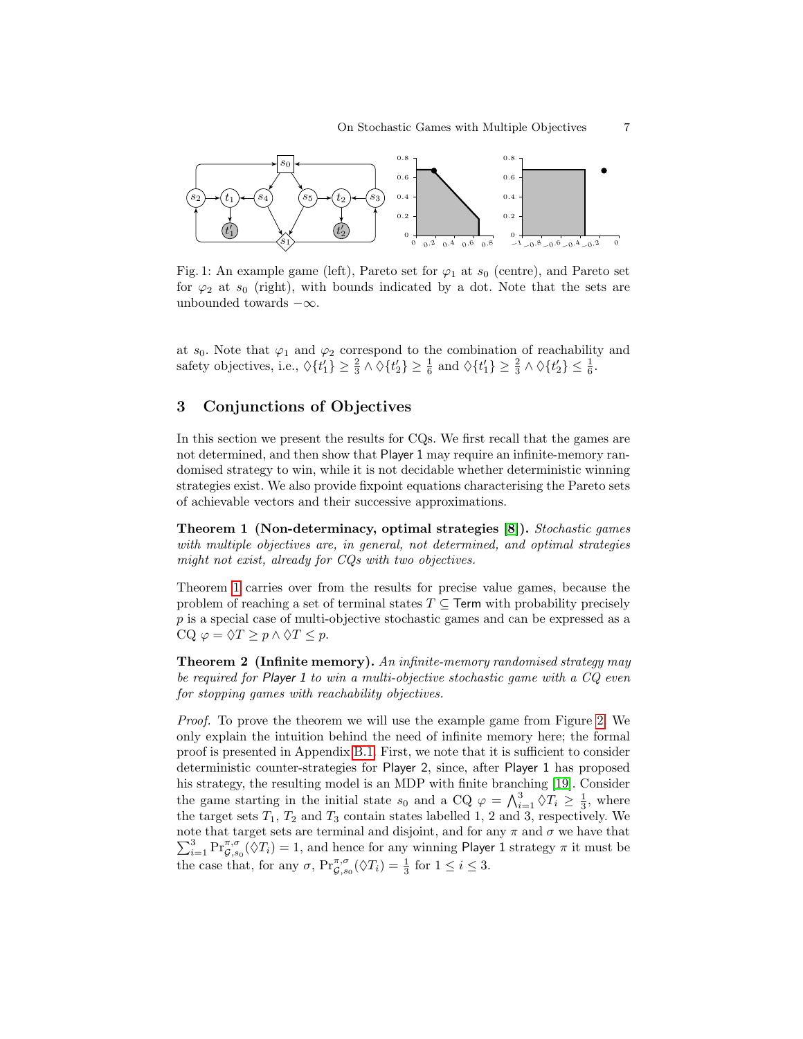Fig. 1: An example game (left), Pareto set for $\varphi_1$ at $s_0$ (centre), and Pareto set for $\varphi_2$ at $s_0$ (right), with bounds indicated by a dot. Note that the sets are unbounded towards $-\infty$.

at $s_0$. Note that $\varphi_1$ and $\varphi_2$ correspond to the combination of reachability and safety objectives, i.e., $\Diamond\{t_1'\} \geq \frac{2}{3} \wedge \Diamond\{t_2'\} \geq \frac{1}{6}$ and $\Diamond\{t_1'\} \geq \frac{2}{3} \wedge \Diamond\{t_2'\} \leq \frac{1}{6}$.

## 3 Conjunctions of Objectives

In this section we present the results for CQs. We first recall that the games are not determined, and then show that Player 1 may require an infinite-memory randomised strategy to win, while it is not decidable whether deterministic winning strategies exist. We also provide fixpoint equations characterising the Pareto sets of achievable vectors and their successive approximations.

**Theorem 1 (Non-determinacy, optimal strategies [8]).** *Stochastic games with multiple objectives are, in general, not determined, and optimal strategies might not exist, already for CQs with two objectives.*

Theorem 1 carries over from the results for precise value games, because the problem of reaching a set of terminal states $T \subseteq \mathsf{Term}$ with probability precisely $p$ is a special case of multi-objective stochastic games and can be expressed as a CQ $\varphi = \Diamond T \geq p \wedge \Diamond T \leq p$.

**Theorem 2 (Infinite memory).** *An infinite-memory randomised strategy may be required for Player 1 to win a multi-objective stochastic game with a CQ even for stopping games with reachability objectives.*

*Proof.* To prove the theorem we will use the example game from Figure 2. We only explain the intuition behind the need of infinite memory here; the formal proof is presented in Appendix B.1. First, we note that it is sufficient to consider deterministic counter-strategies for Player 2, since, after Player 1 has proposed his strategy, the resulting model is an MDP with finite branching [19]. Consider the game starting in the initial state $s_0$ and a CQ $\varphi = \bigwedge_{i=1}^{3} \Diamond T_i \geq \frac{1}{3}$, where the target sets $T_1$, $T_2$ and $T_3$ contain states labelled 1, 2 and 3, respectively. We note that target sets are terminal and disjoint, and for any $\pi$ and $\sigma$ we have that $\sum_{i=1}^{3} \Pr^{\pi,\sigma}_{\mathcal{G},s_0}(\Diamond T_i) = 1$, and hence for any winning Player 1 strategy $\pi$ it must be the case that, for any $\sigma$, $\Pr^{\pi,\sigma}_{\mathcal{G},s_0}(\Diamond T_i) = \frac{1}{3}$ for $1 \leq i \leq 3$.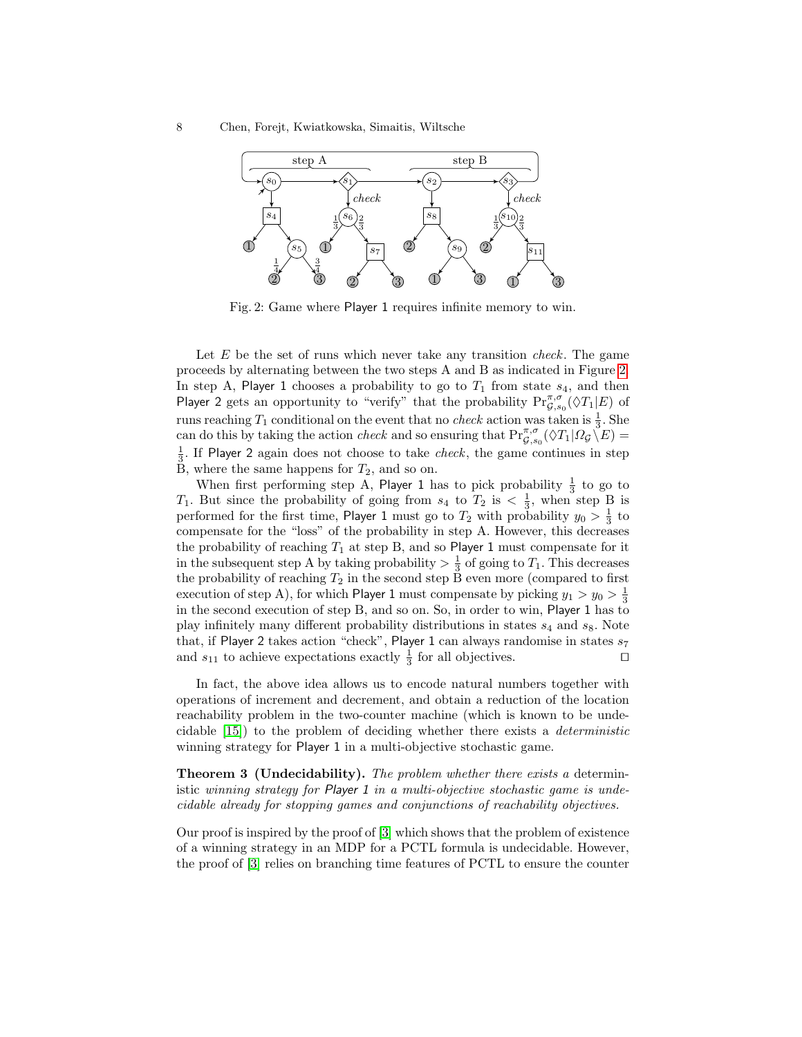Fig. 2: Game where Player 1 requires infinite memory to win.

Let $E$ be the set of runs which never take any transition *check*. The game proceeds by alternating between the two steps A and B as indicated in Figure 2. In step A, Player 1 chooses a probability to go to $T_1$ from state $s_4$, and then Player 2 gets an opportunity to "verify" that the probability $\Pr^{\pi,\sigma}_{\mathcal{G},s_0}(\Diamond T_1|E)$ of runs reaching $T_1$ conditional on the event that no *check* action was taken is $\frac{1}{3}$. She can do this by taking the action *check* and so ensuring that $\Pr^{\pi,\sigma}_{\mathcal{G},s_0}(\Diamond T_1|\Omega_{\mathcal{G}} \setminus E) = \frac{1}{3}$. If Player 2 again does not choose to take *check*, the game continues in step B, where the same happens for $T_2$, and so on.

When first performing step A, Player 1 has to pick probability $\frac{1}{3}$ to go to $T_1$. But since the probability of going from $s_4$ to $T_2$ is $< \frac{1}{3}$, when step B is performed for the first time, Player 1 must go to $T_2$ with probability $y_0 > \frac{1}{3}$ to compensate for the "loss" of the probability in step A. However, this decreases the probability of reaching $T_1$ at step B, and so Player 1 must compensate for it in the subsequent step A by taking probability $> \frac{1}{3}$ of going to $T_1$. This decreases the probability of reaching $T_2$ in the second step B even more (compared to first execution of step A), for which Player 1 must compensate by picking $y_1 > y_0 > \frac{1}{3}$ in the second execution of step B, and so on. So, in order to win, Player 1 has to play infinitely many different probability distributions in states $s_4$ and $s_8$. Note that, if Player 2 takes action "check", Player 1 can always randomise in states $s_7$ and $s_{11}$ to achieve expectations exactly $\frac{1}{3}$ for all objectives. ⊓⊔

In fact, the above idea allows us to encode natural numbers together with operations of increment and decrement, and obtain a reduction of the location reachability problem in the two-counter machine (which is known to be undecidable [15]) to the problem of deciding whether there exists a *deterministic* winning strategy for Player 1 in a multi-objective stochastic game.

**Theorem 3 (Undecidability).** *The problem whether there exists a* deterministic *winning strategy for Player 1 in a multi-objective stochastic game is undecidable already for stopping games and conjunctions of reachability objectives.*

Our proof is inspired by the proof of [3] which shows that the problem of existence of a winning strategy in an MDP for a PCTL formula is undecidable. However, the proof of [3] relies on branching time features of PCTL to ensure the counter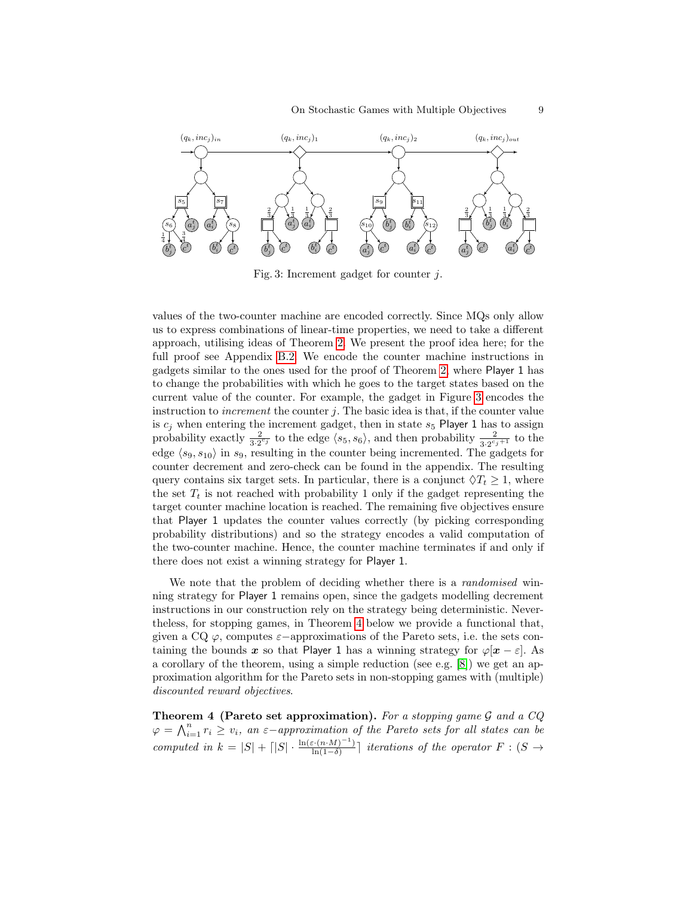Fig. 3: Increment gadget for counter $j$.

values of the two-counter machine are encoded correctly. Since MQs only allow us to express combinations of linear-time properties, we need to take a different approach, utilising ideas of Theorem 2. We present the proof idea here; for the full proof see Appendix B.2. We encode the counter machine instructions in gadgets similar to the ones used for the proof of Theorem 2, where Player 1 has to change the probabilities with which he goes to the target states based on the current value of the counter. For example, the gadget in Figure 3 encodes the instruction to *increment* the counter $j$. The basic idea is that, if the counter value is $c_j$ when entering the increment gadget, then in state $s_5$ Player 1 has to assign probability exactly $\frac{2}{3 \cdot 2^{c_j}}$ to the edge $\langle s_5, s_6 \rangle$, and then probability $\frac{2}{3 \cdot 2^{c_j+1}}$ to the edge $\langle s_9, s_{10} \rangle$ in $s_9$, resulting in the counter being incremented. The gadgets for counter decrement and zero-check can be found in the appendix. The resulting query contains six target sets. In particular, there is a conjunct $\Diamond T_t \geq 1$, where the set $T_t$ is not reached with probability 1 only if the gadget representing the target counter machine location is reached. The remaining five objectives ensure that Player 1 updates the counter values correctly (by picking corresponding probability distributions) and so the strategy encodes a valid computation of the two-counter machine. Hence, the counter machine terminates if and only if there does not exist a winning strategy for Player 1.

We note that the problem of deciding whether there is a *randomised* winning strategy for Player 1 remains open, since the gadgets modelling decrement instructions in our construction rely on the strategy being deterministic. Nevertheless, for stopping games, in Theorem 4 below we provide a functional that, given a CQ $\varphi$, computes $\varepsilon$−approximations of the Pareto sets, i.e. the sets containing the bounds $\boldsymbol{x}$ so that Player 1 has a winning strategy for $\varphi[\boldsymbol{x} - \varepsilon]$. As a corollary of the theorem, using a simple reduction (see e.g. [8]) we get an approximation algorithm for the Pareto sets in non-stopping games with (multiple) *discounted reward objectives*.

**Theorem 4 (Pareto set approximation).** *For a stopping game $\mathcal{G}$ and a CQ $\varphi = \bigwedge_{i=1}^{n} r_i \geq v_i$, an $\varepsilon$−approximation of the Pareto sets for all states can be computed in $k = |S| + \lceil |S| \cdot \frac{\ln(\varepsilon \cdot (n \cdot M)^{-1})}{\ln(1-\delta)} \rceil$ iterations of the operator $F : (S \rightarrow$*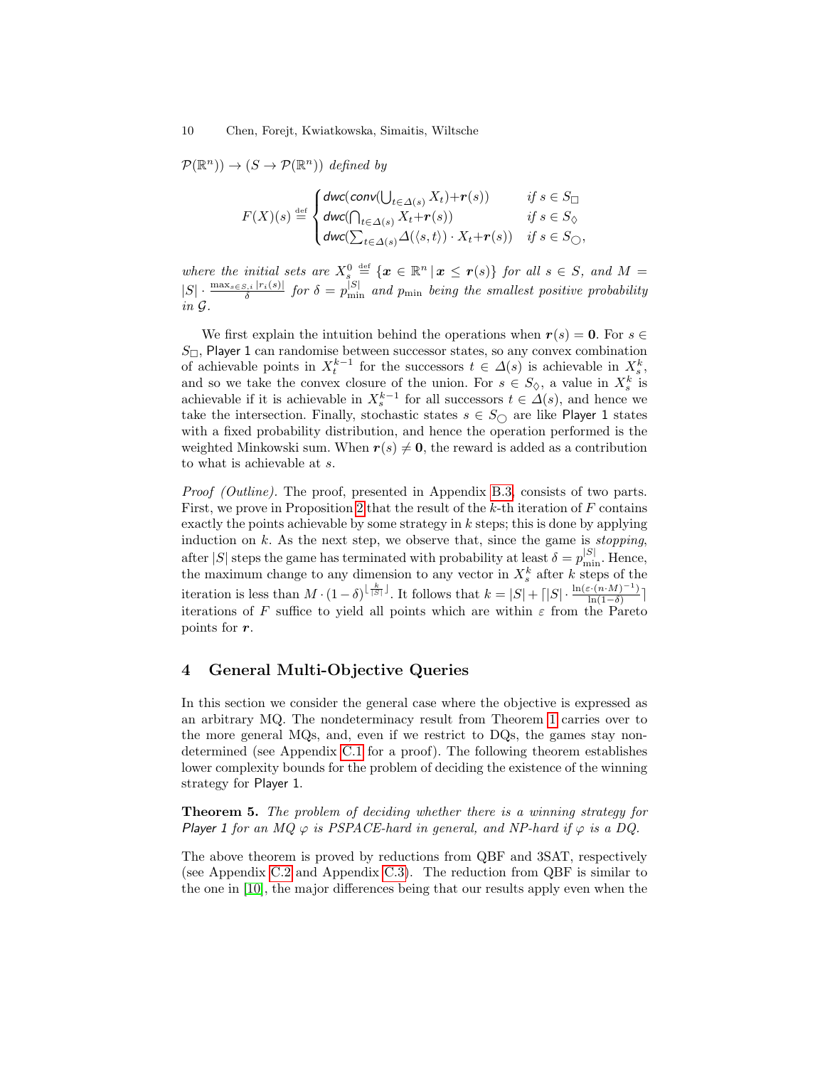$\mathcal{P}(\mathbb{R}^n)) \to (S \to \mathcal{P}(\mathbb{R}^n))$ *defined by*

$$F(X)(s) \stackrel{\text{def}}{=} \begin{cases} \mathit{dwc}(\mathit{conv}(\bigcup_{t \in \Delta(s)} X_t) + \boldsymbol{r}(s)) & \text{if } s \in S_\Box \\ \mathit{dwc}(\bigcap_{t \in \Delta(s)} X_t + \boldsymbol{r}(s)) & \text{if } s \in S_\Diamond \\ \mathit{dwc}(\sum_{t \in \Delta(s)} \Delta(\langle s, t \rangle) \cdot X_t + \boldsymbol{r}(s)) & \text{if } s \in S_\bigcirc, \end{cases}$$

*where the initial sets are* $X_s^0 \stackrel{\text{def}}{=} \{\boldsymbol{x} \in \mathbb{R}^n \,|\, \boldsymbol{x} \leq \boldsymbol{r}(s)\}$ *for all* $s \in S$*, and* $M = |S| \cdot \frac{\max_{s \in S, i} |r_i(s)|}{\delta}$ *for* $\delta = p_{\min}^{|S|}$ *and* $p_{\min}$ *being the smallest positive probability in* $\mathcal{G}$*.*

We first explain the intuition behind the operations when $\boldsymbol{r}(s) = \boldsymbol{0}$. For $s \in S_\Box$, Player 1 can randomise between successor states, so any convex combination of achievable points in $X_t^{k-1}$ for the successors $t \in \Delta(s)$ is achievable in $X_s^k$, and so we take the convex closure of the union. For $s \in S_\Diamond$, a value in $X_s^k$ is achievable if it is achievable in $X_s^{k-1}$ for all successors $t \in \Delta(s)$, and hence we take the intersection. Finally, stochastic states $s \in S_\bigcirc$ are like Player 1 states with a fixed probability distribution, and hence the operation performed is the weighted Minkowski sum. When $\boldsymbol{r}(s) \neq \boldsymbol{0}$, the reward is added as a contribution to what is achievable at $s$.

*Proof (Outline).* The proof, presented in Appendix B.3, consists of two parts. First, we prove in Proposition 2 that the result of the $k$-th iteration of $F$ contains exactly the points achievable by some strategy in $k$ steps; this is done by applying induction on $k$. As the next step, we observe that, since the game is *stopping*, after $|S|$ steps the game has terminated with probability at least $\delta = p_{\min}^{|S|}$. Hence, the maximum change to any dimension to any vector in $X_s^k$ after $k$ steps of the iteration is less than $M \cdot (1-\delta)^{\lfloor \frac{k}{|S|} \rfloor}$. It follows that $k = |S| + \lceil |S| \cdot \frac{\ln(\varepsilon \cdot (n \cdot M)^{-1})}{\ln(1-\delta)} \rceil$ iterations of $F$ suffice to yield all points which are within $\varepsilon$ from the Pareto points for $\boldsymbol{r}$.

## 4 General Multi-Objective Queries

In this section we consider the general case where the objective is expressed as an arbitrary MQ. The nondeterminacy result from Theorem 1 carries over to the more general MQs, and, even if we restrict to DQs, the games stay non-determined (see Appendix C.1 for a proof). The following theorem establishes lower complexity bounds for the problem of deciding the existence of the winning strategy for Player 1.

**Theorem 5.** *The problem of deciding whether there is a winning strategy for Player 1 for an MQ* $\varphi$ *is PSPACE-hard in general, and NP-hard if* $\varphi$ *is a DQ.*

The above theorem is proved by reductions from QBF and 3SAT, respectively (see Appendix C.2 and Appendix C.3). The reduction from QBF is similar to the one in [10], the major differences being that our results apply even when the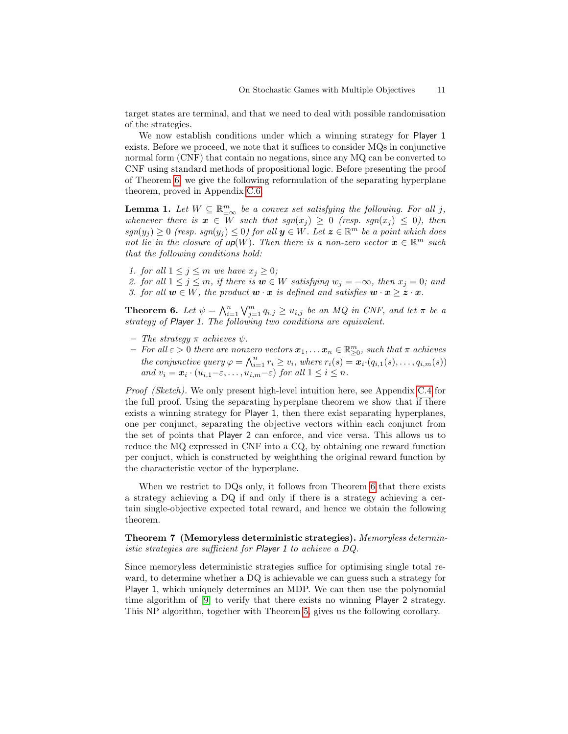target states are terminal, and that we need to deal with possible randomisation of the strategies.

We now establish conditions under which a winning strategy for Player 1 exists. Before we proceed, we note that it suffices to consider MQs in conjunctive normal form (CNF) that contain no negations, since any MQ can be converted to CNF using standard methods of propositional logic. Before presenting the proof of Theorem 6, we give the following reformulation of the separating hyperplane theorem, proved in Appendix C.6.

**Lemma 1.** *Let $W \subseteq \mathbb{R}^m_{\pm\infty}$ be a convex set satisfying the following. For all $j$, whenever there is $\boldsymbol{x} \in W$ such that $sgn(x_j) \geq 0$ (resp. $sgn(x_j) \leq 0$), then $sgn(y_j) \geq 0$ (resp. $sgn(y_j) \leq 0$) for all $\boldsymbol{y} \in W$. Let $\boldsymbol{z} \in \mathbb{R}^m$ be a point which does not lie in the closure of $\mathsf{up}(W)$. Then there is a non-zero vector $\boldsymbol{x} \in \mathbb{R}^m$ such that the following conditions hold:*

1. *for all $1 \leq j \leq m$ we have $x_j \geq 0$;*
2. *for all $1 \leq j \leq m$, if there is $\boldsymbol{w} \in W$ satisfying $w_j = -\infty$, then $x_j = 0$; and*
3. *for all $\boldsymbol{w} \in W$, the product $\boldsymbol{w} \cdot \boldsymbol{x}$ is defined and satisfies $\boldsymbol{w} \cdot \boldsymbol{x} \geq \boldsymbol{z} \cdot \boldsymbol{x}$.*

**Theorem 6.** *Let $\psi = \bigwedge_{i=1}^{n} \bigvee_{j=1}^{m} q_{i,j} \geq u_{i,j}$ be an MQ in CNF, and let $\pi$ be a strategy of Player 1. The following two conditions are equivalent.*

- *The strategy $\pi$ achieves $\psi$.*
- *For all $\varepsilon > 0$ there are nonzero vectors $\boldsymbol{x}_1, \ldots \boldsymbol{x}_n \in \mathbb{R}^m_{\geq 0}$, such that $\pi$ achieves the conjunctive query $\varphi = \bigwedge_{i=1}^{n} r_i \geq v_i$, where $r_i(s) = \boldsymbol{x}_i \cdot (q_{i,1}(s), \ldots, q_{i,m}(s))$ and $v_i = \boldsymbol{x}_i \cdot (u_{i,1} - \varepsilon, \ldots, u_{i,m} - \varepsilon)$ for all $1 \leq i \leq n$.*

*Proof (Sketch).* We only present high-level intuition here, see Appendix C.4 for the full proof. Using the separating hyperplane theorem we show that if there exists a winning strategy for Player 1, then there exist separating hyperplanes, one per conjunct, separating the objective vectors within each conjunct from the set of points that Player 2 can enforce, and vice versa. This allows us to reduce the MQ expressed in CNF into a CQ, by obtaining one reward function per conjuct, which is constructed by weighthing the original reward function by the characteristic vector of the hyperplane.

When we restrict to DQs only, it follows from Theorem 6 that there exists a strategy achieving a DQ if and only if there is a strategy achieving a certain single-objective expected total reward, and hence we obtain the following theorem.

**Theorem 7 (Memoryless deterministic strategies).** *Memoryless deterministic strategies are sufficient for Player 1 to achieve a DQ.*

Since memoryless deterministic strategies suffice for optimising single total reward, to determine whether a DQ is achievable we can guess such a strategy for Player 1, which uniquely determines an MDP. We can then use the polynomial time algorithm of [9] to verify that there exists no winning Player 2 strategy. This NP algorithm, together with Theorem 5, gives us the following corollary.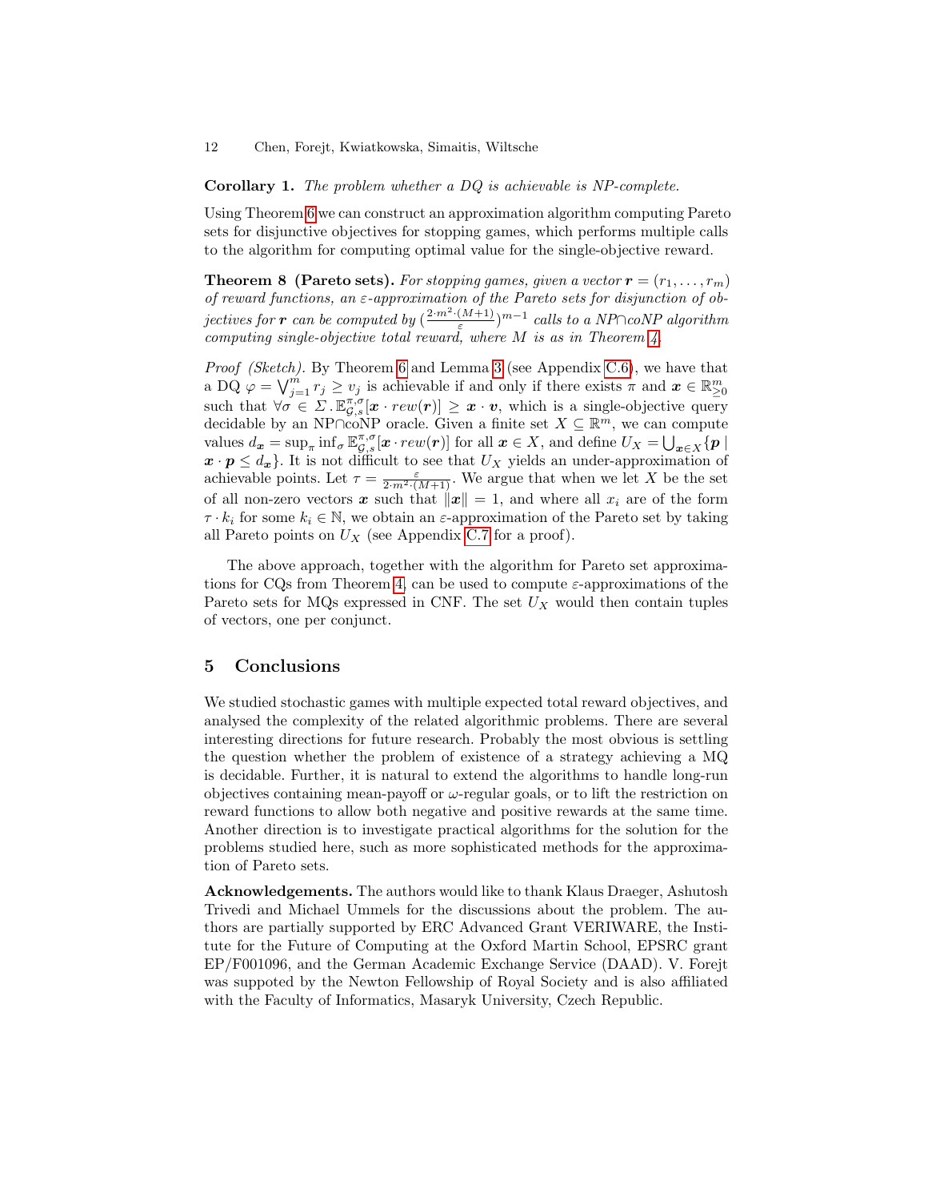**Corollary 1.** *The problem whether a DQ is achievable is NP-complete.*

Using Theorem 6 we can construct an approximation algorithm computing Pareto sets for disjunctive objectives for stopping games, which performs multiple calls to the algorithm for computing optimal value for the single-objective reward.

**Theorem 8 (Pareto sets).** *For stopping games, given a vector $\boldsymbol{r} = (r_1, \ldots, r_m)$ of reward functions, an $\varepsilon$-approximation of the Pareto sets for disjunction of objectives for $\boldsymbol{r}$ can be computed by $(\frac{2 \cdot m^2 \cdot (M+1)}{\varepsilon})^{m-1}$ calls to a NP$\cap$coNP algorithm computing single-objective total reward, where $M$ is as in Theorem 4.*

*Proof (Sketch).* By Theorem 6 and Lemma 3 (see Appendix C.6), we have that a DQ $\varphi = \bigvee_{j=1}^{m} r_j \geq v_j$ is achievable if and only if there exists $\pi$ and $\boldsymbol{x} \in \mathbb{R}^m_{\geq 0}$ such that $\forall \sigma \in \Sigma \,.\, \mathbb{E}^{\pi,\sigma}_{\mathcal{G},s}[\boldsymbol{x} \cdot rew(\boldsymbol{r})] \geq \boldsymbol{x} \cdot \boldsymbol{v}$, which is a single-objective query decidable by an NP$\cap$coNP oracle. Given a finite set $X \subseteq \mathbb{R}^m$, we can compute values $d_{\boldsymbol{x}} = \sup_\pi \inf_\sigma \mathbb{E}^{\pi,\sigma}_{\mathcal{G},s}[\boldsymbol{x} \cdot rew(\boldsymbol{r})]$ for all $\boldsymbol{x} \in X$, and define $U_X = \bigcup_{\boldsymbol{x} \in X} \{\boldsymbol{p} \mid \boldsymbol{x} \cdot \boldsymbol{p} \leq d_{\boldsymbol{x}}\}$. It is not difficult to see that $U_X$ yields an under-approximation of achievable points. Let $\tau = \frac{\varepsilon}{2 \cdot m^2 \cdot (M+1)}$. We argue that when we let $X$ be the set of all non-zero vectors $\boldsymbol{x}$ such that $\|\boldsymbol{x}\| = 1$, and where all $x_i$ are of the form $\tau \cdot k_i$ for some $k_i \in \mathbb{N}$, we obtain an $\varepsilon$-approximation of the Pareto set by taking all Pareto points on $U_X$ (see Appendix C.7 for a proof).

The above approach, together with the algorithm for Pareto set approximations for CQs from Theorem 4, can be used to compute $\varepsilon$-approximations of the Pareto sets for MQs expressed in CNF. The set $U_X$ would then contain tuples of vectors, one per conjunct.

## 5 Conclusions

We studied stochastic games with multiple expected total reward objectives, and analysed the complexity of the related algorithmic problems. There are several interesting directions for future research. Probably the most obvious is settling the question whether the problem of existence of a strategy achieving a MQ is decidable. Further, it is natural to extend the algorithms to handle long-run objectives containing mean-payoff or $\omega$-regular goals, or to lift the restriction on reward functions to allow both negative and positive rewards at the same time. Another direction is to investigate practical algorithms for the solution for the problems studied here, such as more sophisticated methods for the approximation of Pareto sets.

**Acknowledgements.** The authors would like to thank Klaus Draeger, Ashutosh Trivedi and Michael Ummels for the discussions about the problem. The authors are partially supported by ERC Advanced Grant VERIWARE, the Institute for the Future of Computing at the Oxford Martin School, EPSRC grant EP/F001096, and the German Academic Exchange Service (DAAD). V. Forejt was suppoted by the Newton Fellowship of Royal Society and is also affiliated with the Faculty of Informatics, Masaryk University, Czech Republic.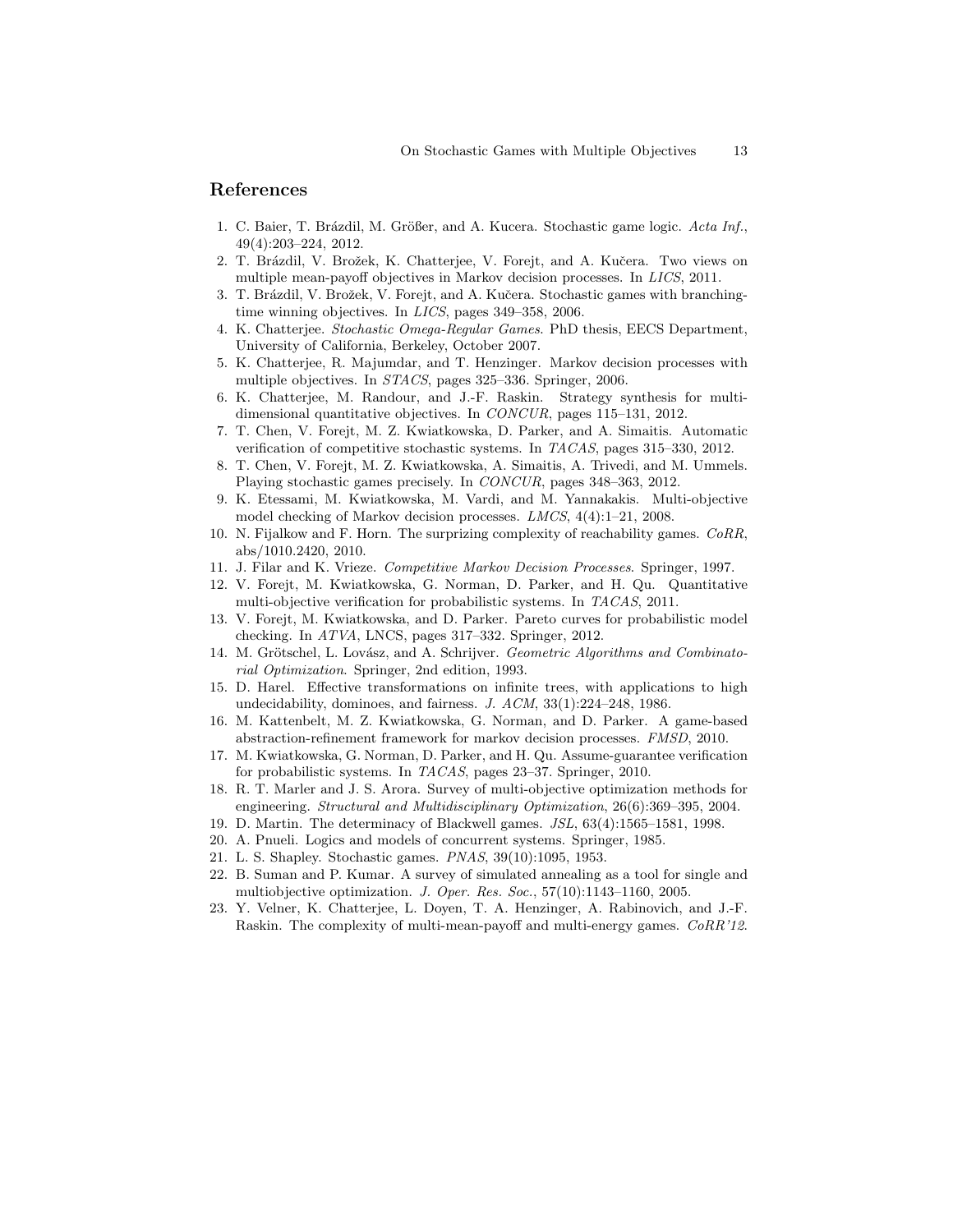## References

1. C. Baier, T. Brázdil, M. Größer, and A. Kucera. Stochastic game logic. *Acta Inf.*, 49(4):203–224, 2012.
2. T. Brázdil, V. Brožek, K. Chatterjee, V. Forejt, and A. Kučera. Two views on multiple mean-payoff objectives in Markov decision processes. In *LICS*, 2011.
3. T. Brázdil, V. Brožek, V. Forejt, and A. Kučera. Stochastic games with branching-time winning objectives. In *LICS*, pages 349–358, 2006.
4. K. Chatterjee. *Stochastic Omega-Regular Games*. PhD thesis, EECS Department, University of California, Berkeley, October 2007.
5. K. Chatterjee, R. Majumdar, and T. Henzinger. Markov decision processes with multiple objectives. In *STACS*, pages 325–336. Springer, 2006.
6. K. Chatterjee, M. Randour, and J.-F. Raskin. Strategy synthesis for multi-dimensional quantitative objectives. In *CONCUR*, pages 115–131, 2012.
7. T. Chen, V. Forejt, M. Z. Kwiatkowska, D. Parker, and A. Simaitis. Automatic verification of competitive stochastic systems. In *TACAS*, pages 315–330, 2012.
8. T. Chen, V. Forejt, M. Z. Kwiatkowska, A. Simaitis, A. Trivedi, and M. Ummels. Playing stochastic games precisely. In *CONCUR*, pages 348–363, 2012.
9. K. Etessami, M. Kwiatkowska, M. Vardi, and M. Yannakakis. Multi-objective model checking of Markov decision processes. *LMCS*, 4(4):1–21, 2008.
10. N. Fijalkow and F. Horn. The surprizing complexity of reachability games. *CoRR*, abs/1010.2420, 2010.
11. J. Filar and K. Vrieze. *Competitive Markov Decision Processes*. Springer, 1997.
12. V. Forejt, M. Kwiatkowska, G. Norman, D. Parker, and H. Qu. Quantitative multi-objective verification for probabilistic systems. In *TACAS*, 2011.
13. V. Forejt, M. Kwiatkowska, and D. Parker. Pareto curves for probabilistic model checking. In *ATVA*, LNCS, pages 317–332. Springer, 2012.
14. M. Grötschel, L. Lovász, and A. Schrijver. *Geometric Algorithms and Combinatorial Optimization*. Springer, 2nd edition, 1993.
15. D. Harel. Effective transformations on infinite trees, with applications to high undecidability, dominoes, and fairness. *J. ACM*, 33(1):224–248, 1986.
16. M. Kattenbelt, M. Z. Kwiatkowska, G. Norman, and D. Parker. A game-based abstraction-refinement framework for markov decision processes. *FMSD*, 2010.
17. M. Kwiatkowska, G. Norman, D. Parker, and H. Qu. Assume-guarantee verification for probabilistic systems. In *TACAS*, pages 23–37. Springer, 2010.
18. R. T. Marler and J. S. Arora. Survey of multi-objective optimization methods for engineering. *Structural and Multidisciplinary Optimization*, 26(6):369–395, 2004.
19. D. Martin. The determinacy of Blackwell games. *JSL*, 63(4):1565–1581, 1998.
20. A. Pnueli. Logics and models of concurrent systems. Springer, 1985.
21. L. S. Shapley. Stochastic games. *PNAS*, 39(10):1095, 1953.
22. B. Suman and P. Kumar. A survey of simulated annealing as a tool for single and multiobjective optimization. *J. Oper. Res. Soc.*, 57(10):1143–1160, 2005.
23. Y. Velner, K. Chatterjee, L. Doyen, T. A. Henzinger, A. Rabinovich, and J.-F. Raskin. The complexity of multi-mean-payoff and multi-energy games. *CoRR'12*.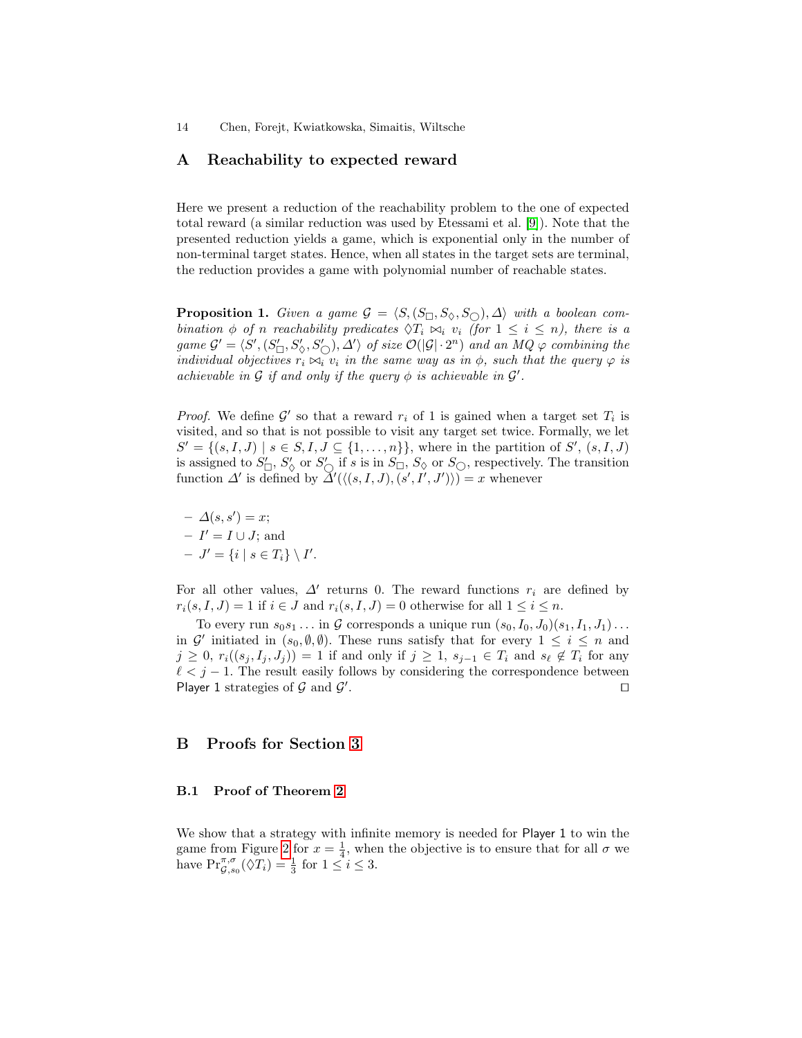## A Reachability to expected reward

Here we present a reduction of the reachability problem to the one of expected total reward (a similar reduction was used by Etessami et al. [9]). Note that the presented reduction yields a game, which is exponential only in the number of non-terminal target states. Hence, when all states in the target sets are terminal, the reduction provides a game with polynomial number of reachable states.

**Proposition 1.** *Given a game $\mathcal{G} = \langle S, (S_\Box, S_\Diamond, S_\bigcirc), \Delta \rangle$ with a boolean combination $\phi$ of $n$ reachability predicates $\Diamond T_i \bowtie_i v_i$ (for $1 \leq i \leq n$), there is a game $\mathcal{G}' = \langle S', (S'_\Box, S'_\Diamond, S'_\bigcirc), \Delta' \rangle$ of size $\mathcal{O}(|\mathcal{G}| \cdot 2^n)$ and an MQ $\varphi$ combining the individual objectives $r_i \bowtie_i v_i$ in the same way as in $\phi$, such that the query $\varphi$ is achievable in $\mathcal{G}$ if and only if the query $\phi$ is achievable in $\mathcal{G}'$.*

*Proof.* We define $\mathcal{G}'$ so that a reward $r_i$ of 1 is gained when a target set $T_i$ is visited, and so that is not possible to visit any target set twice. Formally, we let $S' = \{(s, I, J) \mid s \in S, I, J \subseteq \{1, \dots, n\}\}$, where in the partition of $S'$, $(s, I, J)$ is assigned to $S'_\Box$, $S'_\Diamond$ or $S'_\bigcirc$ if $s$ is in $S_\Box$, $S_\Diamond$ or $S_\bigcirc$, respectively. The transition function $\Delta'$ is defined by $\Delta'(\langle (s, I, J), (s', I', J') \rangle) = x$ whenever

- $\Delta(s, s') = x$;
- $I' = I \cup J$; and
- $J' = \{i \mid s \in T_i\} \setminus I'$.

For all other values, $\Delta'$ returns 0. The reward functions $r_i$ are defined by $r_i(s, I, J) = 1$ if $i \in J$ and $r_i(s, I, J) = 0$ otherwise for all $1 \leq i \leq n$.

To every run $s_0 s_1 \dots$ in $\mathcal{G}$ corresponds a unique run $(s_0, I_0, J_0)(s_1, I_1, J_1) \dots$ in $\mathcal{G}'$ initiated in $(s_0, \emptyset, \emptyset)$. These runs satisfy that for every $1 \leq i \leq n$ and $j \geq 0$, $r_i((s_j, I_j, J_j)) = 1$ if and only if $j \geq 1$, $s_{j-1} \in T_i$ and $s_\ell \notin T_i$ for any $\ell < j - 1$. The result easily follows by considering the correspondence between Player 1 strategies of $\mathcal{G}$ and $\mathcal{G}'$. ◻

## B Proofs for Section 3

### B.1 Proof of Theorem 2

We show that a strategy with infinite memory is needed for Player 1 to win the game from Figure 2 for $x = \frac{1}{4}$, when the objective is to ensure that for all $\sigma$ we have $\Pr^{\pi,\sigma}_{\mathcal{G},s_0}(\Diamond T_i) = \frac{1}{3}$ for $1 \leq i \leq 3$.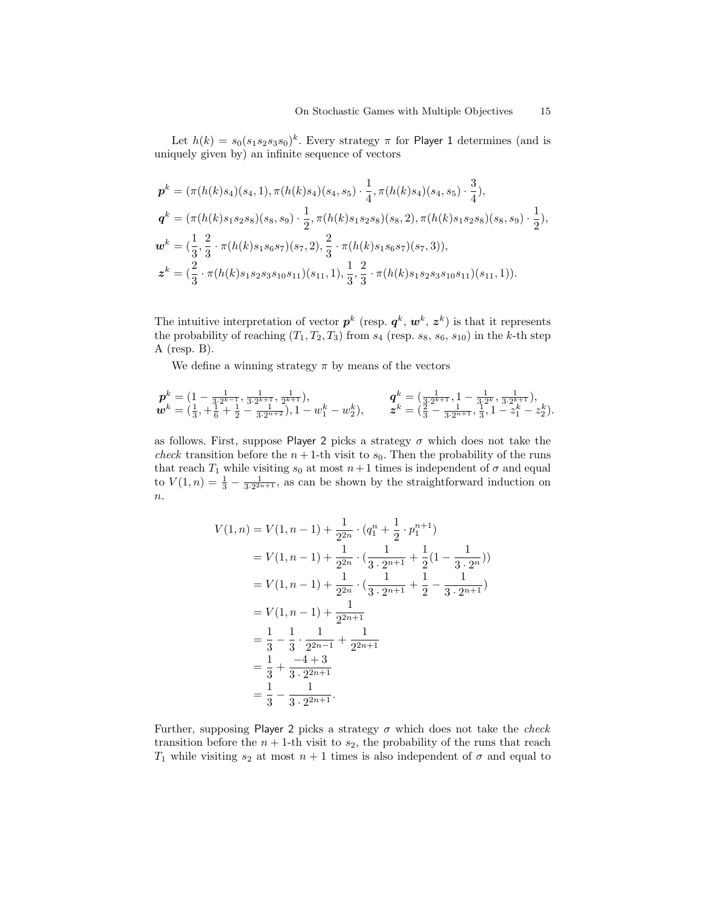Let $h(k) = s_0(s_1s_2s_3s_0)^k$. Every strategy $\pi$ for Player 1 determines (and is uniquely given by) an infinite sequence of vectors

$$
\begin{aligned}
\boldsymbol{p}^k &= (\pi(h(k)s_4)(s_4,1), \pi(h(k)s_4)(s_4,s_5)\cdot\frac{1}{4}, \pi(h(k)s_4)(s_4,s_5)\cdot\frac{3}{4}),\\
\boldsymbol{q}^k &= (\pi(h(k)s_1s_2s_8)(s_8,s_9)\cdot\frac{1}{2}, \pi(h(k)s_1s_2s_8)(s_8,2), \pi(h(k)s_1s_2s_8)(s_8,s_9)\cdot\frac{1}{2}),\\
\boldsymbol{w}^k &= (\frac{1}{3}, \frac{2}{3}\cdot\pi(h(k)s_1s_6s_7)(s_7,2), \frac{2}{3}\cdot\pi(h(k)s_1s_6s_7)(s_7,3)),\\
\boldsymbol{z}^k &= (\frac{2}{3}\cdot\pi(h(k)s_1s_2s_3s_{10}s_{11})(s_{11},1), \frac{1}{3}, \frac{2}{3}\cdot\pi(h(k)s_1s_2s_3s_{10}s_{11})(s_{11},1)).
\end{aligned}
$$

The intuitive interpretation of vector $\boldsymbol{p}^k$ (resp. $\boldsymbol{q}^k$, $\boldsymbol{w}^k$, $\boldsymbol{z}^k$) is that it represents the probability of reaching $(T_1, T_2, T_3)$ from $s_4$ (resp. $s_8$, $s_6$, $s_{10}$) in the $k$-th step A (resp. B).

We define a winning strategy $\pi$ by means of the vectors

$$
\begin{aligned}
\boldsymbol{p}^k &= (1-\tfrac{1}{3\cdot 2^{k-1}}, \tfrac{1}{3\cdot 2^{k+1}}, \tfrac{1}{2^{k+1}}), & \boldsymbol{q}^k &= (\tfrac{1}{3\cdot 2^{k+1}}, 1-\tfrac{1}{3\cdot 2^k}, \tfrac{1}{3\cdot 2^{k+1}}),\\
\boldsymbol{w}^k &= (\tfrac{1}{3}, +\tfrac{1}{6}+\tfrac{1}{2}-\tfrac{1}{3\cdot 2^{n+2}}), 1-w_1^k-w_2^k), & \boldsymbol{z}^k &= (\tfrac{2}{3}-\tfrac{1}{3\cdot 2^{n+1}}, \tfrac{1}{3}, 1-z_1^k-z_2^k).
\end{aligned}
$$

as follows. First, suppose Player 2 picks a strategy $\sigma$ which does not take the *check* transition before the $n+1$-th visit to $s_0$. Then the probability of the runs that reach $T_1$ while visiting $s_0$ at most $n+1$ times is independent of $\sigma$ and equal to $V(1,n) = \frac{1}{3} - \frac{1}{3\cdot 2^{2n+1}}$, as can be shown by the straightforward induction on $n$.

$$
\begin{aligned}
V(1,n) &= V(1,n-1) + \frac{1}{2^{2n}}\cdot(q_1^n + \frac{1}{2}\cdot p_1^{n+1})\\
&= V(1,n-1) + \frac{1}{2^{2n}}\cdot(\frac{1}{3\cdot 2^{n+1}} + \frac{1}{2}(1-\frac{1}{3\cdot 2^n}))\\
&= V(1,n-1) + \frac{1}{2^{2n}}\cdot(\frac{1}{3\cdot 2^{n+1}} + \frac{1}{2} - \frac{1}{3\cdot 2^{n+1}})\\
&= V(1,n-1) + \frac{1}{2^{2n+1}}\\
&= \frac{1}{3} - \frac{1}{3}\cdot\frac{1}{2^{2n-1}} + \frac{1}{2^{2n+1}}\\
&= \frac{1}{3} + \frac{-4+3}{3\cdot 2^{2n+1}}\\
&= \frac{1}{3} - \frac{1}{3\cdot 2^{2n+1}}.
\end{aligned}
$$

Further, supposing Player 2 picks a strategy $\sigma$ which does not take the *check* transition before the $n+1$-th visit to $s_2$, the probability of the runs that reach $T_1$ while visiting $s_2$ at most $n+1$ times is also independent of $\sigma$ and equal to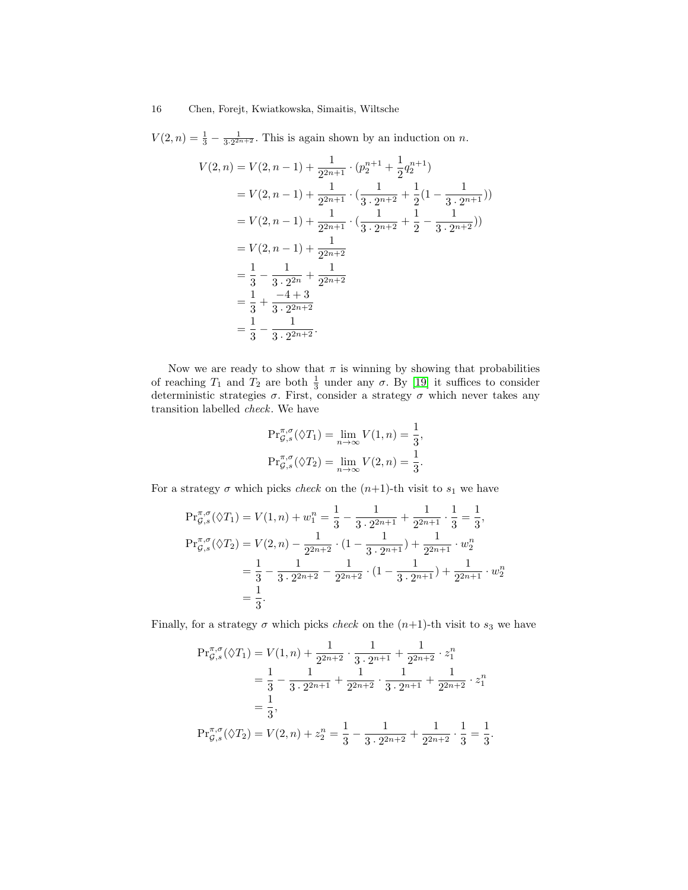$V(2, n) = \frac{1}{3} - \frac{1}{3 \cdot 2^{2n+2}}$. This is again shown by an induction on $n$.

$$
\begin{aligned}
V(2, n) &= V(2, n-1) + \frac{1}{2^{2n+1}} \cdot (p_2^{n+1} + \frac{1}{2} q_2^{n+1}) \\
&= V(2, n-1) + \frac{1}{2^{2n+1}} \cdot (\frac{1}{3 \cdot 2^{n+2}} + \frac{1}{2}(1 - \frac{1}{3 \cdot 2^{n+1}})) \\
&= V(2, n-1) + \frac{1}{2^{2n+1}} \cdot (\frac{1}{3 \cdot 2^{n+2}} + \frac{1}{2} - \frac{1}{3 \cdot 2^{n+2}})) \\
&= V(2, n-1) + \frac{1}{2^{2n+2}} \\
&= \frac{1}{3} - \frac{1}{3 \cdot 2^{2n}} + \frac{1}{2^{2n+2}} \\
&= \frac{1}{3} + \frac{-4+3}{3 \cdot 2^{2n+2}} \\
&= \frac{1}{3} - \frac{1}{3 \cdot 2^{2n+2}}.
\end{aligned}
$$

Now we are ready to show that $\pi$ is winning by showing that probabilities of reaching $T_1$ and $T_2$ are both $\frac{1}{3}$ under any $\sigma$. By [19] it suffices to consider deterministic strategies $\sigma$. First, consider a strategy $\sigma$ which never takes any transition labelled *check*. We have

$$
\begin{aligned}
\Pr^{\pi,\sigma}_{\mathcal{G},s}(\Diamond T_1) &= \lim_{n \to \infty} V(1, n) = \frac{1}{3}, \\
\Pr^{\pi,\sigma}_{\mathcal{G},s}(\Diamond T_2) &= \lim_{n \to \infty} V(2, n) = \frac{1}{3}.
\end{aligned}
$$

For a strategy $\sigma$ which picks *check* on the $(n+1)$-th visit to $s_1$ we have

$$
\begin{aligned}
\Pr^{\pi,\sigma}_{\mathcal{G},s}(\Diamond T_1) &= V(1, n) + w_1^n = \frac{1}{3} - \frac{1}{3 \cdot 2^{2n+1}} + \frac{1}{2^{2n+1}} \cdot \frac{1}{3} = \frac{1}{3}, \\
\Pr^{\pi,\sigma}_{\mathcal{G},s}(\Diamond T_2) &= V(2, n) - \frac{1}{2^{2n+2}} \cdot (1 - \frac{1}{3 \cdot 2^{n+1}}) + \frac{1}{2^{2n+1}} \cdot w_2^n \\
&= \frac{1}{3} - \frac{1}{3 \cdot 2^{2n+2}} - \frac{1}{2^{2n+2}} \cdot (1 - \frac{1}{3 \cdot 2^{n+1}}) + \frac{1}{2^{2n+1}} \cdot w_2^n \\
&= \frac{1}{3}.
\end{aligned}
$$

Finally, for a strategy $\sigma$ which picks *check* on the $(n+1)$-th visit to $s_3$ we have

$$
\begin{aligned}
\Pr^{\pi,\sigma}_{\mathcal{G},s}(\Diamond T_1) &= V(1, n) + \frac{1}{2^{2n+2}} \cdot \frac{1}{3 \cdot 2^{n+1}} + \frac{1}{2^{2n+2}} \cdot z_1^n \\
&= \frac{1}{3} - \frac{1}{3 \cdot 2^{2n+1}} + \frac{1}{2^{2n+2}} \cdot \frac{1}{3 \cdot 2^{n+1}} + \frac{1}{2^{2n+2}} \cdot z_1^n \\
&= \frac{1}{3}, \\
\Pr^{\pi,\sigma}_{\mathcal{G},s}(\Diamond T_2) &= V(2, n) + z_2^n = \frac{1}{3} - \frac{1}{3 \cdot 2^{2n+2}} + \frac{1}{2^{2n+2}} \cdot \frac{1}{3} = \frac{1}{3}.
\end{aligned}
$$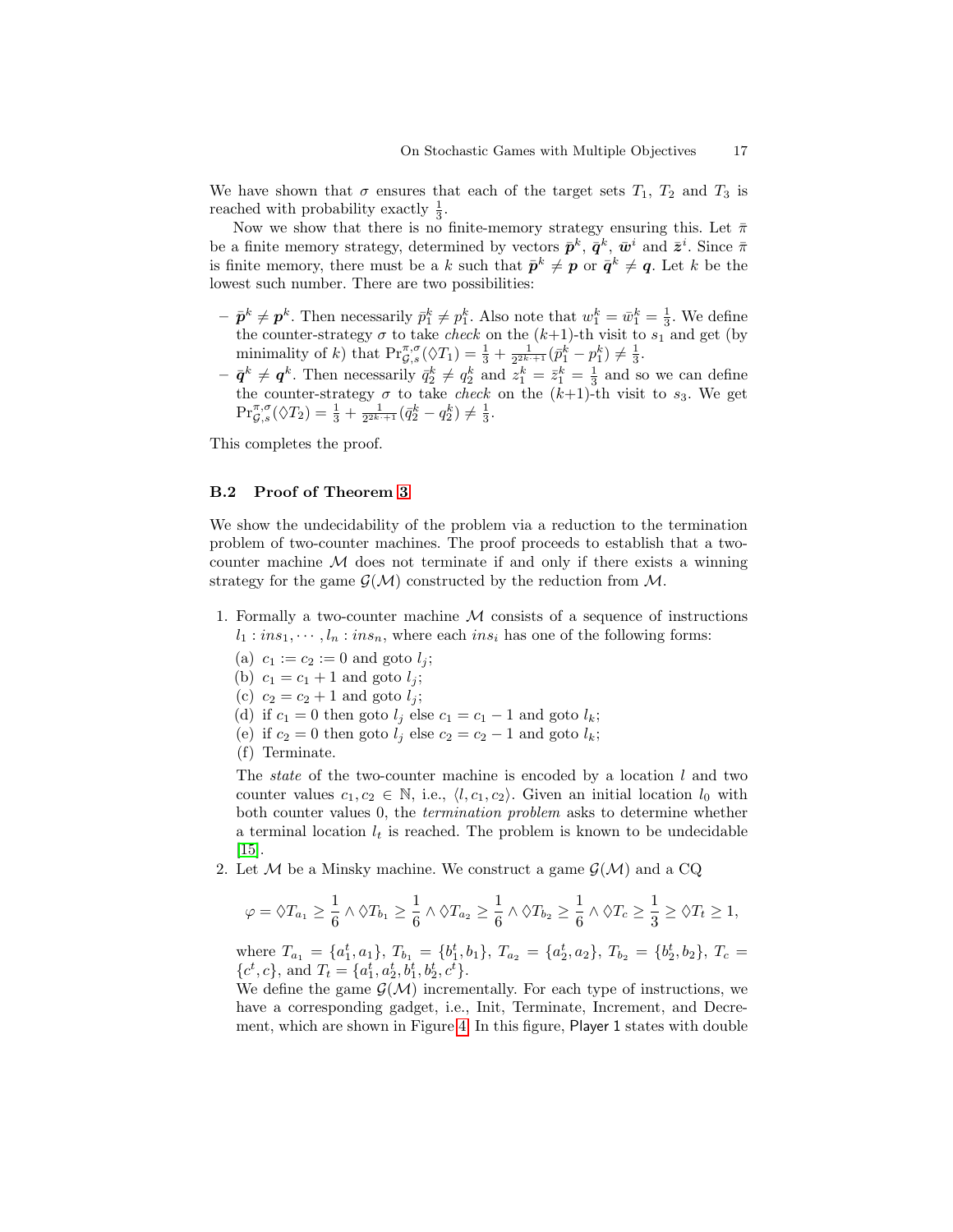We have shown that $\sigma$ ensures that each of the target sets $T_1$, $T_2$ and $T_3$ is reached with probability exactly $\frac{1}{3}$.

Now we show that there is no finite-memory strategy ensuring this. Let $\bar{\pi}$ be a finite memory strategy, determined by vectors $\bar{\boldsymbol{p}}^k$, $\bar{\boldsymbol{q}}^k$, $\bar{\boldsymbol{w}}^i$ and $\bar{\boldsymbol{z}}^i$. Since $\bar{\pi}$ is finite memory, there must be a $k$ such that $\bar{\boldsymbol{p}}^k \neq \boldsymbol{p}$ or $\bar{\boldsymbol{q}}^k \neq \boldsymbol{q}$. Let $k$ be the lowest such number. There are two possibilities:

- $\bar{\boldsymbol{p}}^k \neq \boldsymbol{p}^k$. Then necessarily $\bar{p}^k_1 \neq p^k_1$. Also note that $w^k_1 = \bar{w}^k_1 = \frac{1}{3}$. We define the counter-strategy $\sigma$ to take *check* on the $(k{+}1)$-th visit to $s_1$ and get (by minimality of $k$) that $\mathrm{Pr}^{\pi,\sigma}_{\mathcal{G},s}(\Diamond T_1) = \frac{1}{3} + \frac{1}{2^{2k \cdot +1}}(\bar{p}^k_1 - p^k_1) \neq \frac{1}{3}$.
- $\bar{\boldsymbol{q}}^k \neq \boldsymbol{q}^k$. Then necessarily $\bar{q}^k_2 \neq q^k_2$ and $z^k_1 = \bar{z}^k_1 = \frac{1}{3}$ and so we can define the counter-strategy $\sigma$ to take *check* on the $(k{+}1)$-th visit to $s_3$. We get $\mathrm{Pr}^{\pi,\sigma}_{\mathcal{G},s}(\Diamond T_2) = \frac{1}{3} + \frac{1}{2^{2k \cdot +1}}(\bar{q}^k_2 - q^k_2) \neq \frac{1}{3}$.

This completes the proof.

### B.2 Proof of Theorem 3

We show the undecidability of the problem via a reduction to the termination problem of two-counter machines. The proof proceeds to establish that a two-counter machine $\mathcal{M}$ does not terminate if and only if there exists a winning strategy for the game $\mathcal{G}(\mathcal{M})$ constructed by the reduction from $\mathcal{M}$.

1. Formally a two-counter machine $\mathcal{M}$ consists of a sequence of instructions $l_1 : ins_1, \cdots, l_n : ins_n$, where each $ins_i$ has one of the following forms:
   (a) $c_1 := c_2 := 0$ and goto $l_j$;
   (b) $c_1 = c_1 + 1$ and goto $l_j$;
   (c) $c_2 = c_2 + 1$ and goto $l_j$;
   (d) if $c_1 = 0$ then goto $l_j$ else $c_1 = c_1 - 1$ and goto $l_k$;
   (e) if $c_2 = 0$ then goto $l_j$ else $c_2 = c_2 - 1$ and goto $l_k$;
   (f) Terminate.

   The *state* of the two-counter machine is encoded by a location $l$ and two counter values $c_1, c_2 \in \mathbb{N}$, i.e., $\langle l, c_1, c_2\rangle$. Given an initial location $l_0$ with both counter values 0, the *termination problem* asks to determine whether a terminal location $l_t$ is reached. The problem is known to be undecidable [15].
2. Let $\mathcal{M}$ be a Minsky machine. We construct a game $\mathcal{G}(\mathcal{M})$ and a CQ

$$\varphi = \Diamond T_{a_1} \geq \frac{1}{6} \wedge \Diamond T_{b_1} \geq \frac{1}{6} \wedge \Diamond T_{a_2} \geq \frac{1}{6} \wedge \Diamond T_{b_2} \geq \frac{1}{6} \wedge \Diamond T_c \geq \frac{1}{3} \geq \Diamond T_t \geq 1,$$

   where $T_{a_1} = \{a^t_1, a_1\}$, $T_{b_1} = \{b^t_1, b_1\}$, $T_{a_2} = \{a^t_2, a_2\}$, $T_{b_2} = \{b^t_2, b_2\}$, $T_c = \{c^t, c\}$, and $T_t = \{a^t_1, a^t_2, b^t_1, b^t_2, c^t\}$.
   We define the game $\mathcal{G}(\mathcal{M})$ incrementally. For each type of instructions, we have a corresponding gadget, i.e., Init, Terminate, Increment, and Decrement, which are shown in Figure 4. In this figure, Player 1 states with double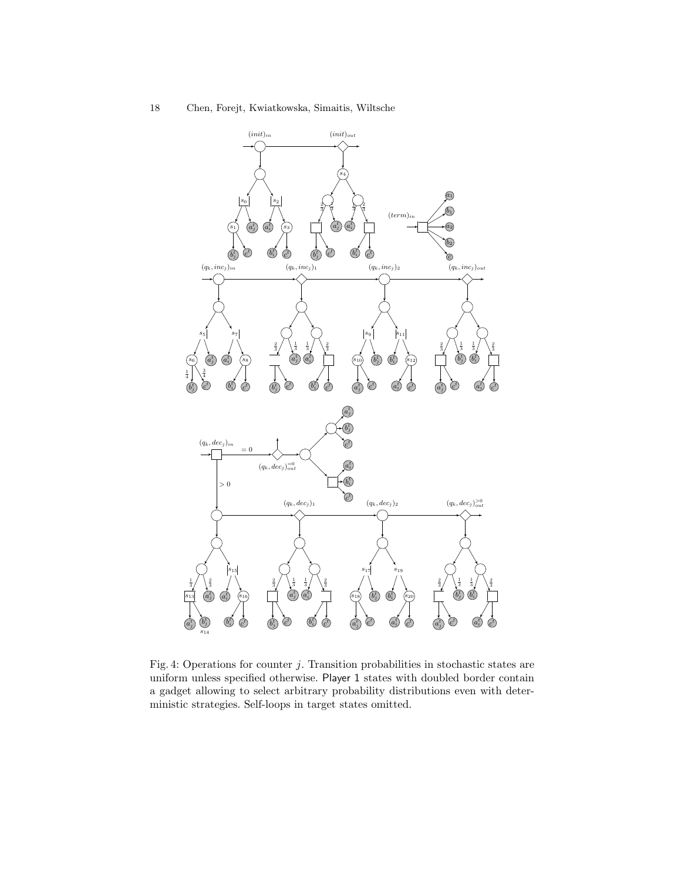Fig. 4: Operations for counter $j$. Transition probabilities in stochastic states are uniform unless specified otherwise. Player 1 states with doubled border contain a gadget allowing to select arbitrary probability distributions even with deterministic strategies. Self-loops in target states omitted.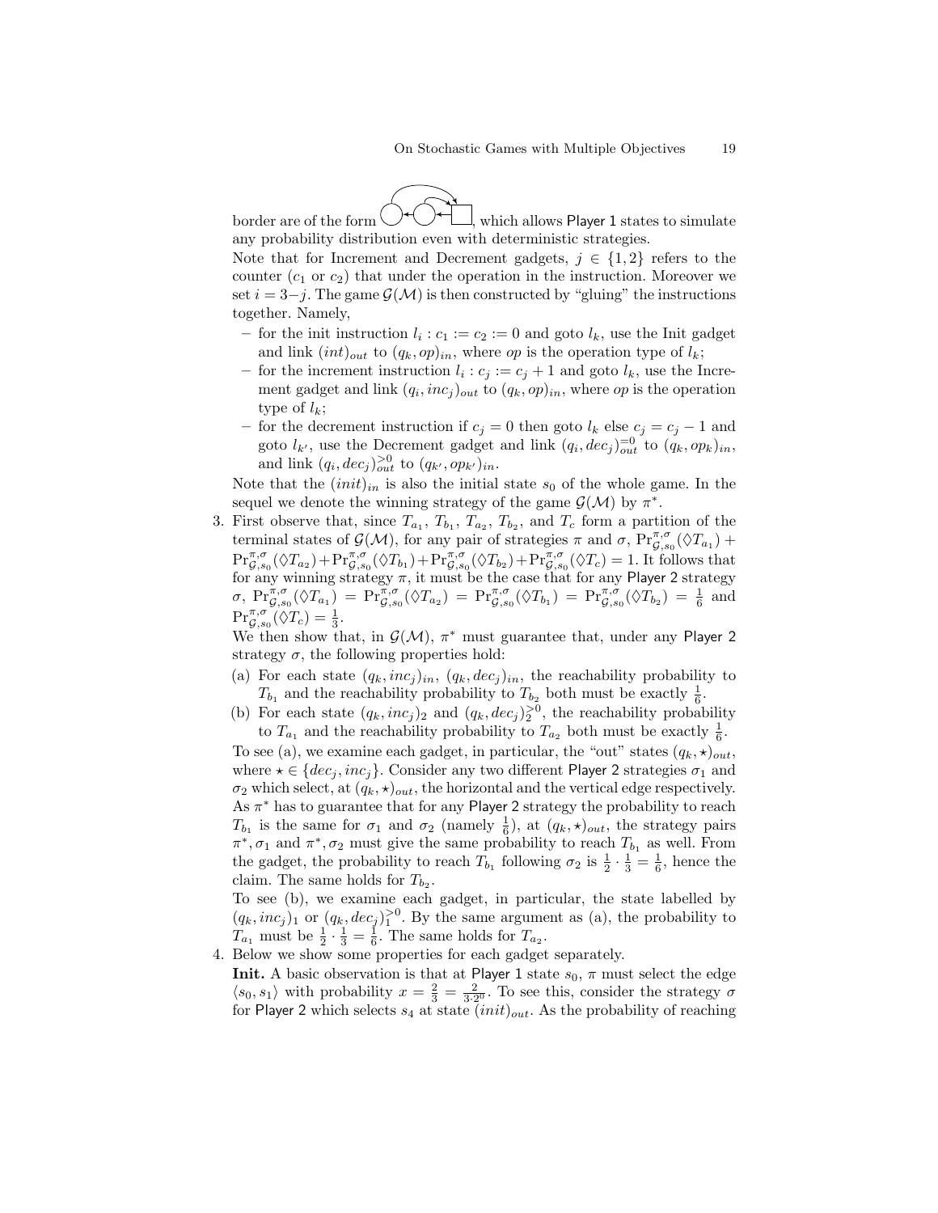border are of the form [small inline diagram], which allows Player 1 states to simulate any probability distribution even with deterministic strategies.

Note that for Increment and Decrement gadgets, $j \in \{1, 2\}$ refers to the counter ($c_1$ or $c_2$) that under the operation in the instruction. Moreover we set $i = 3-j$. The game $\mathcal{G}(\mathcal{M})$ is then constructed by "gluing" the instructions together. Namely,

- for the init instruction $l_i : c_1 := c_2 := 0$ and goto $l_k$, use the Init gadget and link $(int)_{out}$ to $(q_k, op)_{in}$, where $op$ is the operation type of $l_k$;
- for the increment instruction $l_i : c_j := c_j + 1$ and goto $l_k$, use the Increment gadget and link $(q_i, inc_j)_{out}$ to $(q_k, op)_{in}$, where $op$ is the operation type of $l_k$;
- for the decrement instruction if $c_j = 0$ then goto $l_k$ else $c_j = c_j - 1$ and goto $l_{k'}$, use the Decrement gadget and link $(q_i, dec_j)^{=0}_{out}$ to $(q_k, op_k)_{in}$, and link $(q_i, dec_j)^{>0}_{out}$ to $(q_{k'}, op_{k'})_{in}$.

Note that the $(init)_{in}$ is also the initial state $s_0$ of the whole game. In the sequel we denote the winning strategy of the game $\mathcal{G}(\mathcal{M})$ by $\pi^*$.

3. First observe that, since $T_{a_1}$, $T_{b_1}$, $T_{a_2}$, $T_{b_2}$, and $T_c$ form a partition of the terminal states of $\mathcal{G}(\mathcal{M})$, for any pair of strategies $\pi$ and $\sigma$, $\Pr^{\pi,\sigma}_{\mathcal{G},s_0}(\Diamond T_{a_1}) + \Pr^{\pi,\sigma}_{\mathcal{G},s_0}(\Diamond T_{a_2}) + \Pr^{\pi,\sigma}_{\mathcal{G},s_0}(\Diamond T_{b_1}) + \Pr^{\pi,\sigma}_{\mathcal{G},s_0}(\Diamond T_{b_2}) + \Pr^{\pi,\sigma}_{\mathcal{G},s_0}(\Diamond T_c) = 1$. It follows that for any winning strategy $\pi$, it must be the case that for any Player 2 strategy $\sigma$, $\Pr^{\pi,\sigma}_{\mathcal{G},s_0}(\Diamond T_{a_1}) = \Pr^{\pi,\sigma}_{\mathcal{G},s_0}(\Diamond T_{a_2}) = \Pr^{\pi,\sigma}_{\mathcal{G},s_0}(\Diamond T_{b_1}) = \Pr^{\pi,\sigma}_{\mathcal{G},s_0}(\Diamond T_{b_2}) = \frac{1}{6}$ and $\Pr^{\pi,\sigma}_{\mathcal{G},s_0}(\Diamond T_c) = \frac{1}{3}$.

   We then show that, in $\mathcal{G}(\mathcal{M})$, $\pi^*$ must guarantee that, under any Player 2 strategy $\sigma$, the following properties hold:

   (a) For each state $(q_k, inc_j)_{in}$, $(q_k, dec_j)_{in}$, the reachability probability to $T_{b_1}$ and the reachability probability to $T_{b_2}$ both must be exactly $\frac{1}{6}$.

   (b) For each state $(q_k, inc_j)_2$ and $(q_k, dec_j)^{>0}_2$, the reachability probability to $T_{a_1}$ and the reachability probability to $T_{a_2}$ both must be exactly $\frac{1}{6}$.

   To see (a), we examine each gadget, in particular, the "out" states $(q_k, \star)_{out}$, where $\star \in \{dec_j, inc_j\}$. Consider any two different Player 2 strategies $\sigma_1$ and $\sigma_2$ which select, at $(q_k, \star)_{out}$, the horizontal and the vertical edge respectively. As $\pi^*$ has to guarantee that for any Player 2 strategy the probability to reach $T_{b_1}$ is the same for $\sigma_1$ and $\sigma_2$ (namely $\frac{1}{6}$), at $(q_k, \star)_{out}$, the strategy pairs $\pi^*, \sigma_1$ and $\pi^*, \sigma_2$ must give the same probability to reach $T_{b_1}$ as well. From the gadget, the probability to reach $T_{b_1}$ following $\sigma_2$ is $\frac{1}{2} \cdot \frac{1}{3} = \frac{1}{6}$, hence the claim. The same holds for $T_{b_2}$.

   To see (b), we examine each gadget, in particular, the state labelled by $(q_k, inc_j)_1$ or $(q_k, dec_j)^{>0}_1$. By the same argument as (a), the probability to $T_{a_1}$ must be $\frac{1}{2} \cdot \frac{1}{3} = \frac{1}{6}$. The same holds for $T_{a_2}$.

4. Below we show some properties for each gadget separately.

   **Init.** A basic observation is that at Player 1 state $s_0$, $\pi$ must select the edge $\langle s_0, s_1 \rangle$ with probability $x = \frac{2}{3} = \frac{2}{3 \cdot 2^0}$. To see this, consider the strategy $\sigma$ for Player 2 which selects $s_4$ at state $(init)_{out}$. As the probability of reaching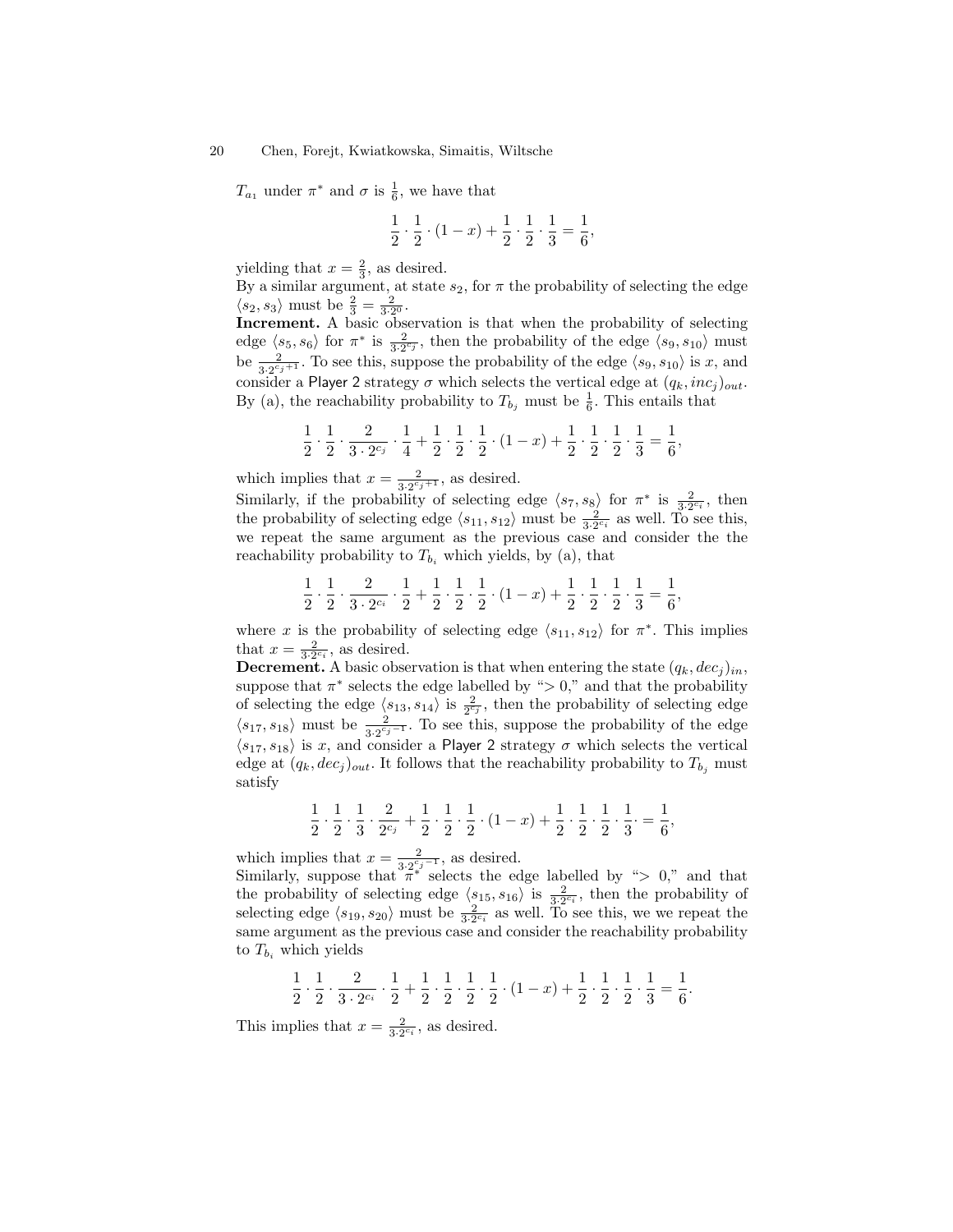$T_{a_1}$ under $\pi^*$ and $\sigma$ is $\frac{1}{6}$, we have that

$$\frac{1}{2} \cdot \frac{1}{2} \cdot (1-x) + \frac{1}{2} \cdot \frac{1}{2} \cdot \frac{1}{3} = \frac{1}{6},$$

yielding that $x = \frac{2}{3}$, as desired.

By a similar argument, at state $s_2$, for $\pi$ the probability of selecting the edge $\langle s_2, s_3 \rangle$ must be $\frac{2}{3} = \frac{2}{3 \cdot 2^0}$.

**Increment.** A basic observation is that when the probability of selecting edge $\langle s_5, s_6 \rangle$ for $\pi^*$ is $\frac{2}{3 \cdot 2^{c_j}}$, then the probability of the edge $\langle s_9, s_{10} \rangle$ must be $\frac{2}{3 \cdot 2^{c_j+1}}$. To see this, suppose the probability of the edge $\langle s_9, s_{10} \rangle$ is $x$, and consider a Player 2 strategy $\sigma$ which selects the vertical edge at $(q_k, inc_j)_{out}$. By (a), the reachability probability to $T_{b_j}$ must be $\frac{1}{6}$. This entails that

$$\frac{1}{2} \cdot \frac{1}{2} \cdot \frac{2}{3 \cdot 2^{c_j}} \cdot \frac{1}{4} + \frac{1}{2} \cdot \frac{1}{2} \cdot \frac{1}{2} \cdot (1-x) + \frac{1}{2} \cdot \frac{1}{2} \cdot \frac{1}{2} \cdot \frac{1}{3} = \frac{1}{6},$$

which implies that $x = \frac{2}{3 \cdot 2^{c_j+1}}$, as desired.

Similarly, if the probability of selecting edge $\langle s_7, s_8 \rangle$ for $\pi^*$ is $\frac{2}{3 \cdot 2^{c_i}}$, then the probability of selecting edge $\langle s_{11}, s_{12} \rangle$ must be $\frac{2}{3 \cdot 2^{c_i}}$ as well. To see this, we repeat the same argument as the previous case and consider the the reachability probability to $T_{b_i}$ which yields, by (a), that

$$\frac{1}{2} \cdot \frac{1}{2} \cdot \frac{2}{3 \cdot 2^{c_i}} \cdot \frac{1}{2} + \frac{1}{2} \cdot \frac{1}{2} \cdot \frac{1}{2} \cdot (1-x) + \frac{1}{2} \cdot \frac{1}{2} \cdot \frac{1}{2} \cdot \frac{1}{3} = \frac{1}{6},$$

where $x$ is the probability of selecting edge $\langle s_{11}, s_{12} \rangle$ for $\pi^*$. This implies that $x = \frac{2}{3 \cdot 2^{c_i}}$, as desired.

**Decrement.** A basic observation is that when entering the state $(q_k, dec_j)_{in}$, suppose that $\pi^*$ selects the edge labelled by "$> 0$," and that the probability of selecting the edge $\langle s_{13}, s_{14} \rangle$ is $\frac{2}{2^{c_j}}$, then the probability of selecting edge $\langle s_{17}, s_{18} \rangle$ must be $\frac{2}{3 \cdot 2^{c_j - 1}}$. To see this, suppose the probability of the edge $\langle s_{17}, s_{18} \rangle$ is $x$, and consider a Player 2 strategy $\sigma$ which selects the vertical edge at $(q_k, dec_j)_{out}$. It follows that the reachability probability to $T_{b_j}$ must satisfy

$$\frac{1}{2} \cdot \frac{1}{2} \cdot \frac{1}{3} \cdot \frac{2}{2^{c_j}} + \frac{1}{2} \cdot \frac{1}{2} \cdot \frac{1}{2} \cdot (1-x) + \frac{1}{2} \cdot \frac{1}{2} \cdot \frac{1}{2} \cdot \frac{1}{3} \cdot = \frac{1}{6},$$

which implies that $x = \frac{2}{3 \cdot 2^{c_j - 1}}$, as desired.

Similarly, suppose that $\pi^*$ selects the edge labelled by "$> 0$," and that the probability of selecting edge $\langle s_{15}, s_{16} \rangle$ is $\frac{2}{3 \cdot 2^{c_i}}$, then the probability of selecting edge $\langle s_{19}, s_{20} \rangle$ must be $\frac{2}{3 \cdot 2^{c_i}}$ as well. To see this, we we repeat the same argument as the previous case and consider the reachability probability to $T_{b_i}$ which yields

$$\frac{1}{2} \cdot \frac{1}{2} \cdot \frac{2}{3 \cdot 2^{c_i}} \cdot \frac{1}{2} + \frac{1}{2} \cdot \frac{1}{2} \cdot \frac{1}{2} \cdot \frac{1}{2} \cdot (1-x) + \frac{1}{2} \cdot \frac{1}{2} \cdot \frac{1}{2} \cdot \frac{1}{3} = \frac{1}{6}.$$

This implies that $x = \frac{2}{3 \cdot 2^{c_i}}$, as desired.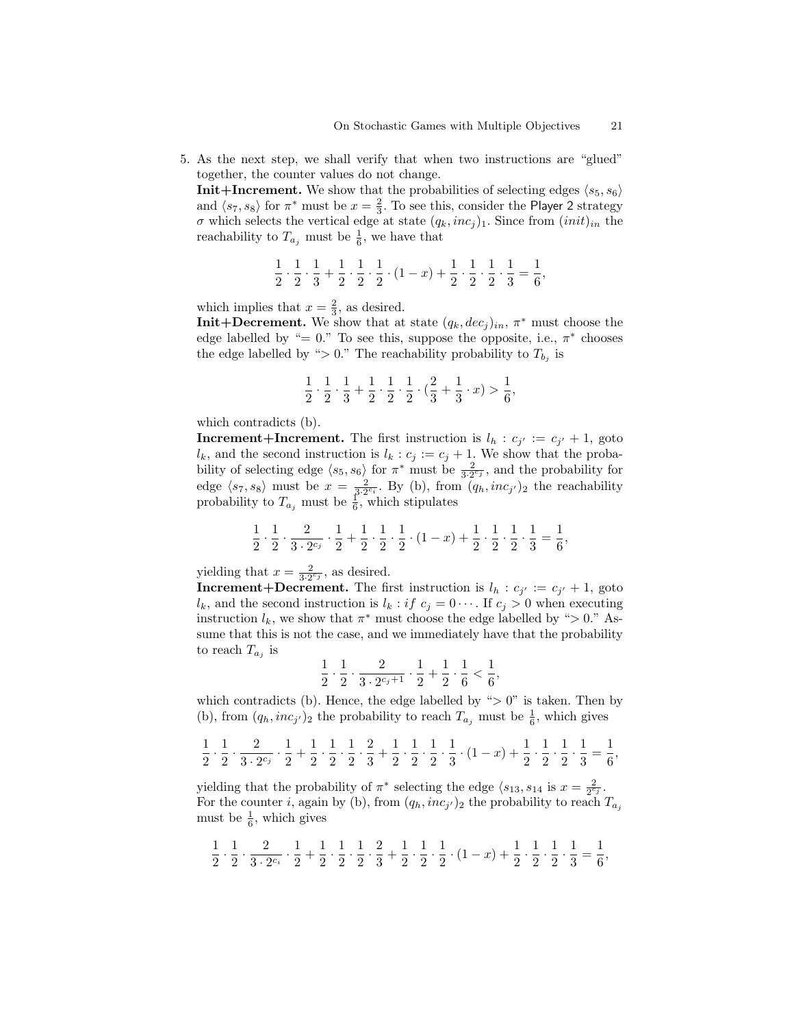5. As the next step, we shall verify that when two instructions are "glued" together, the counter values do not change.

   **Init+Increment.** We show that the probabilities of selecting edges $\langle s_5, s_6\rangle$ and $\langle s_7, s_8\rangle$ for $\pi^*$ must be $x = \frac{2}{3}$. To see this, consider the Player 2 strategy $\sigma$ which selects the vertical edge at state $(q_k, inc_j)_1$. Since from $(init)_{in}$ the reachability to $T_{a_j}$ must be $\frac{1}{6}$, we have that

   $$\frac{1}{2}\cdot\frac{1}{2}\cdot\frac{1}{3}+\frac{1}{2}\cdot\frac{1}{2}\cdot\frac{1}{2}\cdot(1-x)+\frac{1}{2}\cdot\frac{1}{2}\cdot\frac{1}{2}\cdot\frac{1}{3}=\frac{1}{6},$$

   which implies that $x = \frac{2}{3}$, as desired.

   **Init+Decrement.** We show that at state $(q_k, dec_j)_{in}$, $\pi^*$ must choose the edge labelled by "$= 0$." To see this, suppose the opposite, i.e., $\pi^*$ chooses the edge labelled by "$> 0$." The reachability probability to $T_{b_j}$ is

   $$\frac{1}{2}\cdot\frac{1}{2}\cdot\frac{1}{3}+\frac{1}{2}\cdot\frac{1}{2}\cdot\frac{1}{2}\cdot(\frac{2}{3}+\frac{1}{3}\cdot x)>\frac{1}{6},$$

   which contradicts (b).

   **Increment+Increment.** The first instruction is $l_h : c_{j'} := c_{j'} + 1$, goto $l_k$, and the second instruction is $l_k : c_j := c_j + 1$. We show that the probability of selecting edge $\langle s_5, s_6\rangle$ for $\pi^*$ must be $\frac{2}{3\cdot 2^{c_j}}$, and the probability for edge $\langle s_7, s_8\rangle$ must be $x = \frac{2}{3\cdot 2^{c_i}}$. By (b), from $(q_h, inc_{j'})_2$ the reachability probability to $T_{a_j}$ must be $\frac{1}{6}$, which stipulates

   $$\frac{1}{2}\cdot\frac{1}{2}\cdot\frac{2}{3\cdot 2^{c_j}}\cdot\frac{1}{2}+\frac{1}{2}\cdot\frac{1}{2}\cdot\frac{1}{2}\cdot(1-x)+\frac{1}{2}\cdot\frac{1}{2}\cdot\frac{1}{2}\cdot\frac{1}{3}=\frac{1}{6},$$

   yielding that $x = \frac{2}{3\cdot 2^{c_j}}$, as desired.

   **Increment+Decrement.** The first instruction is $l_h : c_{j'} := c_{j'} + 1$, goto $l_k$, and the second instruction is $l_k : if\ c_j = 0 \cdots$. If $c_j > 0$ when executing instruction $l_k$, we show that $\pi^*$ must choose the edge labelled by "$> 0$." Assume that this is not the case, and we immediately have that the probability to reach $T_{a_j}$ is

   $$\frac{1}{2}\cdot\frac{1}{2}\cdot\frac{2}{3\cdot 2^{c_j+1}}\cdot\frac{1}{2}+\frac{1}{2}\cdot\frac{1}{6}<\frac{1}{6},$$

   which contradicts (b). Hence, the edge labelled by "$> 0$" is taken. Then by (b), from $(q_h, inc_{j'})_2$ the probability to reach $T_{a_j}$ must be $\frac{1}{6}$, which gives

   $$\frac{1}{2}\cdot\frac{1}{2}\cdot\frac{2}{3\cdot 2^{c_j}}\cdot\frac{1}{2}+\frac{1}{2}\cdot\frac{1}{2}\cdot\frac{1}{2}\cdot\frac{2}{3}+\frac{1}{2}\cdot\frac{1}{2}\cdot\frac{1}{2}\cdot\frac{1}{3}\cdot(1-x)+\frac{1}{2}\cdot\frac{1}{2}\cdot\frac{1}{2}\cdot\frac{1}{3}=\frac{1}{6},$$

   yielding that the probability of $\pi^*$ selecting the edge $\langle s_{13}, s_{14}\rangle$ is $x = \frac{2}{2^{c_j}}$. For the counter $i$, again by (b), from $(q_h, inc_{j'})_2$ the probability to reach $T_{a_j}$ must be $\frac{1}{6}$, which gives

   $$\frac{1}{2}\cdot\frac{1}{2}\cdot\frac{2}{3\cdot 2^{c_i}}\cdot\frac{1}{2}+\frac{1}{2}\cdot\frac{1}{2}\cdot\frac{1}{2}\cdot\frac{2}{3}+\frac{1}{2}\cdot\frac{1}{2}\cdot\frac{1}{2}\cdot(1-x)+\frac{1}{2}\cdot\frac{1}{2}\cdot\frac{1}{2}\cdot\frac{1}{3}=\frac{1}{6},$$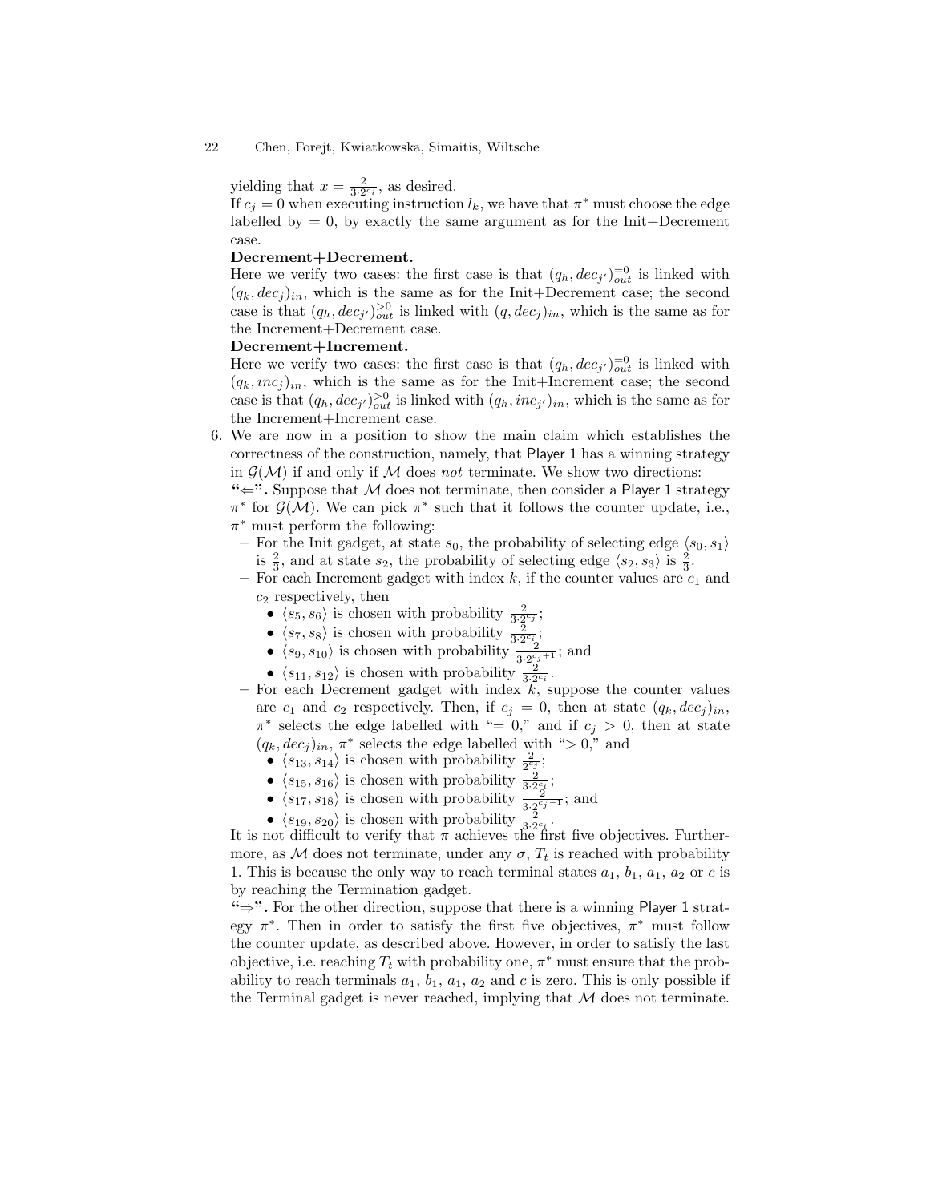yielding that $x = \frac{2}{3 \cdot 2^{c_i}}$, as desired.
If $c_j = 0$ when executing instruction $l_k$, we have that $\pi^*$ must choose the edge labelled by $= 0$, by exactly the same argument as for the Init+Decrement case.

**Decrement+Decrement.**
Here we verify two cases: the first case is that $(q_h, dec_{j'})^{=0}_{out}$ is linked with $(q_k, dec_j)_{in}$, which is the same as for the Init+Decrement case; the second case is that $(q_h, dec_{j'})^{>0}_{out}$ is linked with $(q, dec_j)_{in}$, which is the same as for the Increment+Decrement case.

**Decrement+Increment.**
Here we verify two cases: the first case is that $(q_h, dec_{j'})^{=0}_{out}$ is linked with $(q_k, inc_j)_{in}$, which is the same as for the Init+Increment case; the second case is that $(q_h, dec_{j'})^{>0}_{out}$ is linked with $(q_h, inc_{j'})_{in}$, which is the same as for the Increment+Increment case.

6. We are now in a position to show the main claim which establishes the correctness of the construction, namely, that Player 1 has a winning strategy in $\mathcal{G}(\mathcal{M})$ if and only if $\mathcal{M}$ does *not* terminate. We show two directions:
**"⇐".** Suppose that $\mathcal{M}$ does not terminate, then consider a Player 1 strategy $\pi^*$ for $\mathcal{G}(\mathcal{M})$. We can pick $\pi^*$ such that it follows the counter update, i.e., $\pi^*$ must perform the following:
   - For the Init gadget, at state $s_0$, the probability of selecting edge $\langle s_0, s_1 \rangle$ is $\frac{2}{3}$, and at state $s_2$, the probability of selecting edge $\langle s_2, s_3 \rangle$ is $\frac{2}{3}$.
   - For each Increment gadget with index $k$, if the counter values are $c_1$ and $c_2$ respectively, then
     - $\langle s_5, s_6 \rangle$ is chosen with probability $\frac{2}{3 \cdot 2^{c_j}}$;
     - $\langle s_7, s_8 \rangle$ is chosen with probability $\frac{2}{3 \cdot 2^{c_i}}$;
     - $\langle s_9, s_{10} \rangle$ is chosen with probability $\frac{2}{3 \cdot 2^{c_j+1}}$; and
     - $\langle s_{11}, s_{12} \rangle$ is chosen with probability $\frac{2}{3 \cdot 2^{c_i}}$.
   - For each Decrement gadget with index $k$, suppose the counter values are $c_1$ and $c_2$ respectively. Then, if $c_j = 0$, then at state $(q_k, dec_j)_{in}$, $\pi^*$ selects the edge labelled with "$= 0$," and if $c_j > 0$, then at state $(q_k, dec_j)_{in}$, $\pi^*$ selects the edge labelled with "$> 0$," and
     - $\langle s_{13}, s_{14} \rangle$ is chosen with probability $\frac{2}{2^{c_j}}$;
     - $\langle s_{15}, s_{16} \rangle$ is chosen with probability $\frac{2}{3 \cdot 2^{c_i}}$;
     - $\langle s_{17}, s_{18} \rangle$ is chosen with probability $\frac{2}{3 \cdot 2^{c_j-1}}$; and
     - $\langle s_{19}, s_{20} \rangle$ is chosen with probability $\frac{2}{3 \cdot 2^{c_i}}$.

   It is not difficult to verify that $\pi$ achieves the first five objectives. Furthermore, as $\mathcal{M}$ does not terminate, under any $\sigma$, $T_t$ is reached with probability 1. This is because the only way to reach terminal states $a_1$, $b_1$, $a_1$, $a_2$ or $c$ is by reaching the Termination gadget.
   **"⇒".** For the other direction, suppose that there is a winning Player 1 strategy $\pi^*$. Then in order to satisfy the first five objectives, $\pi^*$ must follow the counter update, as described above. However, in order to satisfy the last objective, i.e. reaching $T_t$ with probability one, $\pi^*$ must ensure that the probability to reach terminals $a_1$, $b_1$, $a_1$, $a_2$ and $c$ is zero. This is only possible if the Terminal gadget is never reached, implying that $\mathcal{M}$ does not terminate.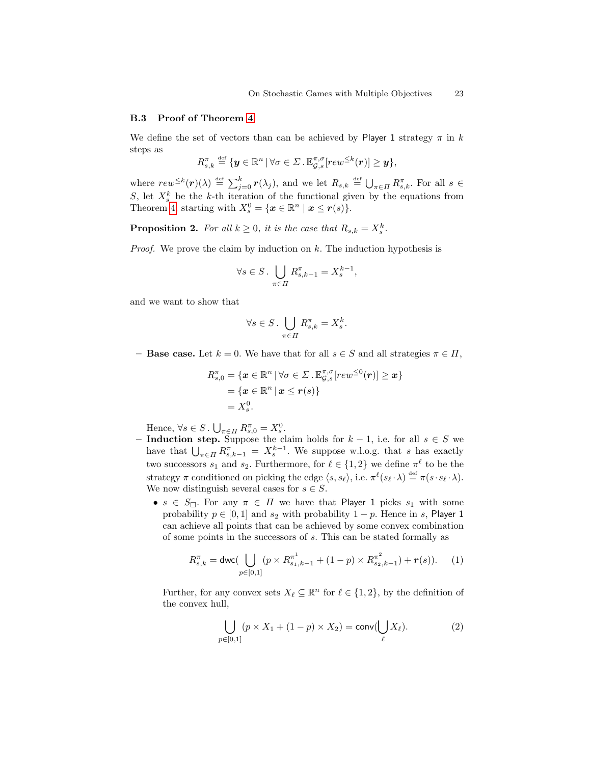### B.3 Proof of Theorem 4

We define the set of vectors than can be achieved by Player 1 strategy $\pi$ in $k$ steps as

$$R^{\pi}_{s,k} \stackrel{\text{def}}{=} \{\boldsymbol{y} \in \mathbb{R}^n \mid \forall \sigma \in \Sigma \,.\, \mathbb{E}^{\pi,\sigma}_{\mathcal{G},s}[rew^{\leq k}(\boldsymbol{r})] \geq \boldsymbol{y}\},$$

where $rew^{\leq k}(\boldsymbol{r})(\lambda) \stackrel{\text{def}}{=} \sum_{j=0}^{k} \boldsymbol{r}(\lambda_j)$, and we let $R_{s,k} \stackrel{\text{def}}{=} \bigcup_{\pi \in \Pi} R^{\pi}_{s,k}$. For all $s \in S$, let $X^k_s$ be the $k$-th iteration of the functional given by the equations from Theorem 4, starting with $X^0_s = \{\boldsymbol{x} \in \mathbb{R}^n \mid \boldsymbol{x} \leq \boldsymbol{r}(s)\}$.

**Proposition 2.** *For all $k \geq 0$, it is the case that $R_{s,k} = X^k_s$.*

*Proof.* We prove the claim by induction on $k$. The induction hypothesis is

$$\forall s \in S \,.\, \bigcup_{\pi \in \Pi} R^{\pi}_{s,k-1} = X^{k-1}_s,$$

and we want to show that

$$\forall s \in S \,.\, \bigcup_{\pi \in \Pi} R^{\pi}_{s,k} = X^{k}_s.$$

- **Base case.** Let $k = 0$. We have that for all $s \in S$ and all strategies $\pi \in \Pi$,

$$\begin{aligned} R^{\pi}_{s,0} &= \{\boldsymbol{x} \in \mathbb{R}^n \mid \forall \sigma \in \Sigma \,.\, \mathbb{E}^{\pi,\sigma}_{\mathcal{G},s}[rew^{\leq 0}(\boldsymbol{r})] \geq \boldsymbol{x}\} \\ &= \{\boldsymbol{x} \in \mathbb{R}^n \mid \boldsymbol{x} \leq \boldsymbol{r}(s)\} \\ &= X^0_s. \end{aligned}$$

  Hence, $\forall s \in S \,.\, \bigcup_{\pi \in \Pi} R^{\pi}_{s,0} = X^0_s$.
- **Induction step.** Suppose the claim holds for $k-1$, i.e. for all $s \in S$ we have that $\bigcup_{\pi \in \Pi} R^{\pi}_{s,k-1} = X^{k-1}_s$. We suppose w.l.o.g. that $s$ has exactly two successors $s_1$ and $s_2$. Furthermore, for $\ell \in \{1,2\}$ we define $\pi^{\ell}$ to be the strategy $\pi$ conditioned on picking the edge $\langle s, s_\ell \rangle$, i.e. $\pi^{\ell}(s_\ell \cdot \lambda) \stackrel{\text{def}}{=} \pi(s \cdot s_\ell \cdot \lambda)$. We now distinguish several cases for $s \in S$.
  - $s \in S_{\Box}$. For any $\pi \in \Pi$ we have that Player 1 picks $s_1$ with some probability $p \in [0,1]$ and $s_2$ with probability $1-p$. Hence in $s$, Player 1 can achieve all points that can be achieved by some convex combination of some points in the successors of $s$. This can be stated formally as

$$R^{\pi}_{s,k} = \mathsf{dwc}(\bigcup_{p \in [0,1]} (p \times R^{\pi^1}_{s_1,k-1} + (1-p) \times R^{\pi^2}_{s_2,k-1}) + \boldsymbol{r}(s)). \quad (1)$$

    Further, for any convex sets $X_\ell \subseteq \mathbb{R}^n$ for $\ell \in \{1,2\}$, by the definition of the convex hull,

$$\bigcup_{p \in [0,1]} (p \times X_1 + (1-p) \times X_2) = \mathsf{conv}(\bigcup_{\ell} X_\ell). \quad (2)$$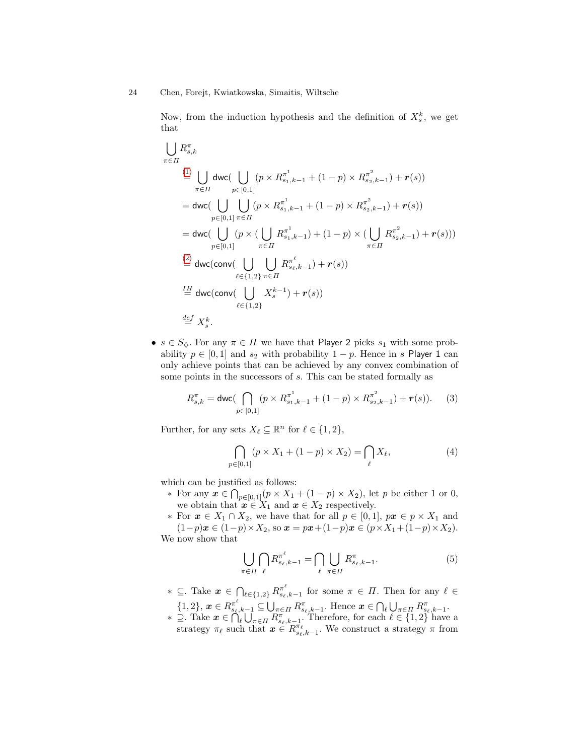Now, from the induction hypothesis and the definition of $X_s^k$, we get that

$$
\begin{aligned}
&\bigcup_{\pi \in \Pi} R^{\pi}_{s,k} \\
&\overset{(1)}{=} \bigcup_{\pi \in \Pi} \mathsf{dwc}\Big(\bigcup_{p \in [0,1]} (p \times R^{\pi^1}_{s_1,k-1} + (1-p) \times R^{\pi^2}_{s_2,k-1}) + \boldsymbol{r}(s)\Big) \\
&= \mathsf{dwc}\Big(\bigcup_{p \in [0,1]} \bigcup_{\pi \in \Pi} (p \times R^{\pi^1}_{s_1,k-1} + (1-p) \times R^{\pi^2}_{s_2,k-1}) + \boldsymbol{r}(s)\Big) \\
&= \mathsf{dwc}\Big(\bigcup_{p \in [0,1]} (p \times (\bigcup_{\pi \in \Pi} R^{\pi^1}_{s_1,k-1}) + (1-p) \times (\bigcup_{\pi \in \Pi} R^{\pi^2}_{s_2,k-1}) + \boldsymbol{r}(s))\Big) \\
&\overset{(2)}{=} \mathsf{dwc}\Big(\mathsf{conv}\big(\bigcup_{\ell \in \{1,2\}} \bigcup_{\pi \in \Pi} R^{\pi^\ell}_{s_\ell,k-1}\big) + \boldsymbol{r}(s)\Big) \\
&\overset{IH}{=} \mathsf{dwc}\Big(\mathsf{conv}\big(\bigcup_{\ell \in \{1,2\}} X_s^{k-1}\big) + \boldsymbol{r}(s)\Big) \\
&\overset{def}{=} X_s^k.
\end{aligned}
$$

- $s \in S_\Diamond$. For any $\pi \in \Pi$ we have that Player 2 picks $s_1$ with some probability $p \in [0,1]$ and $s_2$ with probability $1-p$. Hence in $s$ Player 1 can only achieve points that can be achieved by any convex combination of some points in the successors of $s$. This can be stated formally as

$$
R^{\pi}_{s,k} = \mathsf{dwc}\Big(\bigcap_{p \in [0,1]} (p \times R^{\pi^1}_{s_1,k-1} + (1-p) \times R^{\pi^2}_{s_2,k-1}) + \boldsymbol{r}(s)\Big). \tag{3}
$$

Further, for any sets $X_\ell \subseteq \mathbb{R}^n$ for $\ell \in \{1,2\}$,

$$
\bigcap_{p \in [0,1]} (p \times X_1 + (1-p) \times X_2) = \bigcap_{\ell} X_\ell, \tag{4}
$$

which can be justified as follows:

 * For any $\boldsymbol{x} \in \bigcap_{p \in [0,1]} (p \times X_1 + (1-p) \times X_2)$, let $p$ be either 1 or 0, we obtain that $\boldsymbol{x} \in X_1$ and $\boldsymbol{x} \in X_2$ respectively.
 * For $\boldsymbol{x} \in X_1 \cap X_2$, we have that for all $p \in [0,1]$, $p\boldsymbol{x} \in p \times X_1$ and $(1-p)\boldsymbol{x} \in (1-p) \times X_2$, so $\boldsymbol{x} = p\boldsymbol{x} + (1-p)\boldsymbol{x} \in (p \times X_1 + (1-p) \times X_2)$.

We now show that

$$
\bigcup_{\pi \in \Pi} \bigcap_{\ell} R^{\pi^\ell}_{s_\ell,k-1} = \bigcap_{\ell} \bigcup_{\pi \in \Pi} R^{\pi}_{s_\ell,k-1}. \tag{5}
$$

 * $\subseteq$. Take $\boldsymbol{x} \in \bigcap_{\ell \in \{1,2\}} R^{\pi^\ell}_{s_\ell,k-1}$ for some $\pi \in \Pi$. Then for any $\ell \in \{1,2\}$, $\boldsymbol{x} \in R^{\pi^\ell}_{s_\ell,k-1} \subseteq \bigcup_{\pi \in \Pi} R^{\pi}_{s_\ell,k-1}$. Hence $\boldsymbol{x} \in \bigcap_\ell \bigcup_{\pi \in \Pi} R^{\pi}_{s_\ell,k-1}$.
 * $\supseteq$. Take $\boldsymbol{x} \in \bigcap_\ell \bigcup_{\pi \in \Pi} R^{\pi}_{s_\ell,k-1}$. Therefore, for each $\ell \in \{1,2\}$ have a strategy $\pi_\ell$ such that $\boldsymbol{x} \in R^{\pi_\ell}_{s_\ell,k-1}$. We construct a strategy $\pi$ from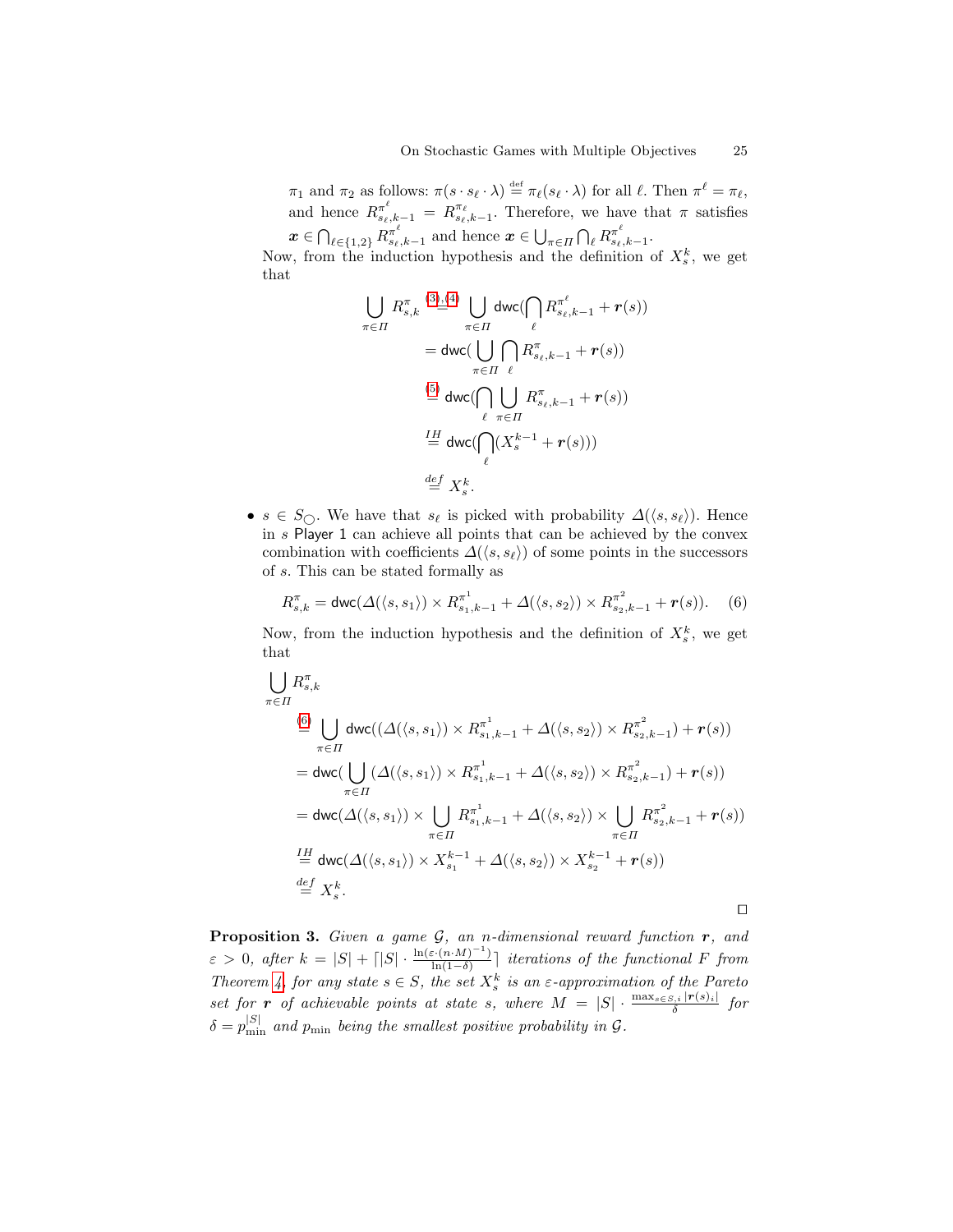$\pi_1$ and $\pi_2$ as follows: $\pi(s \cdot s_\ell \cdot \lambda) \stackrel{\text{def}}{=} \pi_\ell(s_\ell \cdot \lambda)$ for all $\ell$. Then $\pi^\ell = \pi_\ell$, and hence $R^{\pi^\ell}_{s_\ell,k-1} = R^{\pi_\ell}_{s_\ell,k-1}$. Therefore, we have that $\pi$ satisfies $\boldsymbol{x} \in \bigcap_{\ell \in \{1,2\}} R^{\pi^\ell}_{s_\ell,k-1}$ and hence $\boldsymbol{x} \in \bigcup_{\pi \in \Pi} \bigcap_\ell R^{\pi^\ell}_{s_\ell,k-1}$.

Now, from the induction hypothesis and the definition of $X^k_s$, we get that

$$
\begin{aligned}
\bigcup_{\pi \in \Pi} R^\pi_{s,k} &\stackrel{(3),(4)}{=} \bigcup_{\pi \in \Pi} \mathsf{dwc}(\bigcap_\ell R^{\pi^\ell}_{s_\ell,k-1} + \boldsymbol{r}(s)) \\
&= \mathsf{dwc}(\bigcup_{\pi \in \Pi} \bigcap_\ell R^{\pi}_{s_\ell,k-1} + \boldsymbol{r}(s)) \\
&\stackrel{(5)}{=} \mathsf{dwc}(\bigcap_\ell \bigcup_{\pi \in \Pi} R^{\pi}_{s_\ell,k-1} + \boldsymbol{r}(s)) \\
&\stackrel{IH}{=} \mathsf{dwc}(\bigcap_\ell (X^{k-1}_s + \boldsymbol{r}(s))) \\
&\stackrel{def}{=} X^k_s.
\end{aligned}
$$

- $s \in S_\bigcirc$. We have that $s_\ell$ is picked with probability $\Delta(\langle s, s_\ell \rangle)$. Hence in $s$ Player 1 can achieve all points that can be achieved by the convex combination with coefficients $\Delta(\langle s, s_\ell \rangle)$ of some points in the successors of $s$. This can be stated formally as

$$
R^\pi_{s,k} = \mathsf{dwc}(\Delta(\langle s, s_1 \rangle) \times R^{\pi^1}_{s_1,k-1} + \Delta(\langle s, s_2 \rangle) \times R^{\pi^2}_{s_2,k-1} + \boldsymbol{r}(s)). \quad (6)
$$

Now, from the induction hypothesis and the definition of $X^k_s$, we get that

$$
\begin{aligned}
&\bigcup_{\pi \in \Pi} R^\pi_{s,k} \\
&\stackrel{(6)}{=} \bigcup_{\pi \in \Pi} \mathsf{dwc}((\Delta(\langle s, s_1 \rangle) \times R^{\pi^1}_{s_1,k-1} + \Delta(\langle s, s_2 \rangle) \times R^{\pi^2}_{s_2,k-1}) + \boldsymbol{r}(s)) \\
&= \mathsf{dwc}(\bigcup_{\pi \in \Pi} (\Delta(\langle s, s_1 \rangle) \times R^{\pi^1}_{s_1,k-1} + \Delta(\langle s, s_2 \rangle) \times R^{\pi^2}_{s_2,k-1}) + \boldsymbol{r}(s)) \\
&= \mathsf{dwc}(\Delta(\langle s, s_1 \rangle) \times \bigcup_{\pi \in \Pi} R^{\pi^1}_{s_1,k-1} + \Delta(\langle s, s_2 \rangle) \times \bigcup_{\pi \in \Pi} R^{\pi^2}_{s_2,k-1} + \boldsymbol{r}(s)) \\
&\stackrel{IH}{=} \mathsf{dwc}(\Delta(\langle s, s_1 \rangle) \times X^{k-1}_{s_1} + \Delta(\langle s, s_2 \rangle) \times X^{k-1}_{s_2} + \boldsymbol{r}(s)) \\
&\stackrel{def}{=} X^k_s.
\end{aligned}
$$

$\square$

**Proposition 3.** *Given a game $\mathcal{G}$, an $n$-dimensional reward function $\boldsymbol{r}$, and $\varepsilon > 0$, after $k = |S| + \lceil |S| \cdot \frac{\ln(\varepsilon \cdot (n \cdot M)^{-1})}{\ln(1-\delta)} \rceil$ iterations of the functional $F$ from Theorem 4, for any state $s \in S$, the set $X^k_s$ is an $\varepsilon$-approximation of the Pareto set for $\boldsymbol{r}$ of achievable points at state $s$, where $M = |S| \cdot \frac{\max_{s \in S, i} |\boldsymbol{r}(s)_i|}{\delta}$ for $\delta = p_{\min}^{|S|}$ and $p_{\min}$ being the smallest positive probability in $\mathcal{G}$.*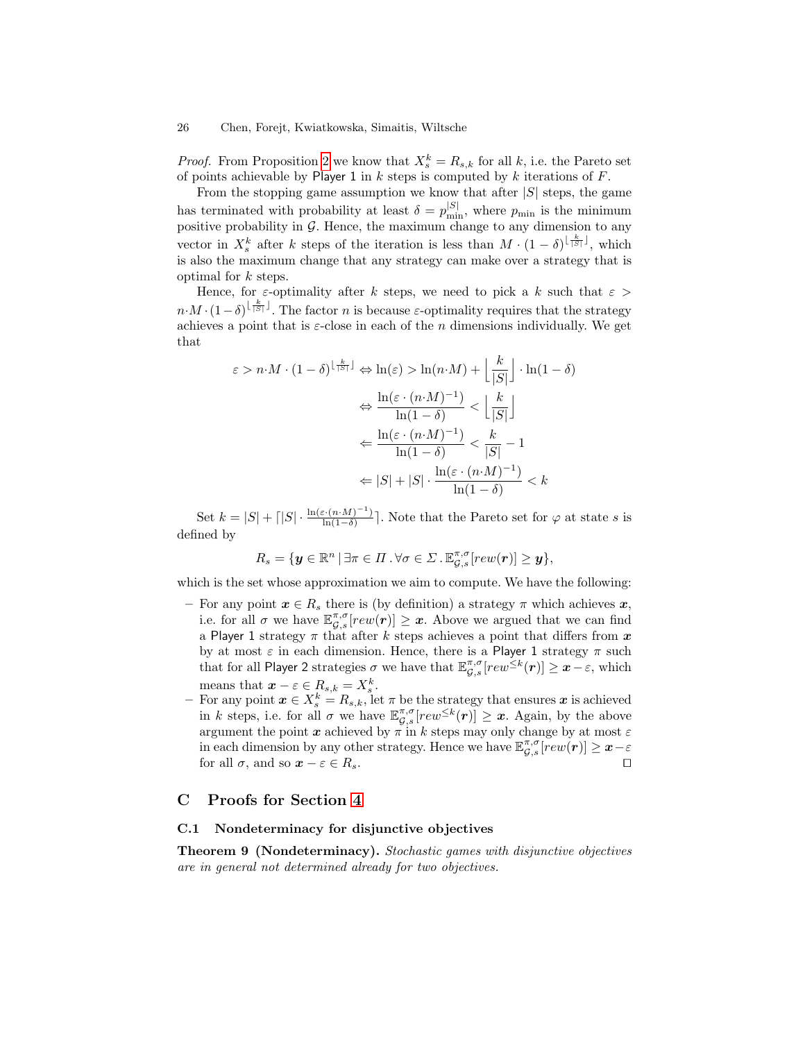*Proof.* From Proposition 2 we know that $X_s^k = R_{s,k}$ for all $k$, i.e. the Pareto set of points achievable by Player 1 in $k$ steps is computed by $k$ iterations of $F$.

From the stopping game assumption we know that after $|S|$ steps, the game has terminated with probability at least $\delta = p_{\min}^{|S|}$, where $p_{\min}$ is the minimum positive probability in $\mathcal{G}$. Hence, the maximum change to any dimension to any vector in $X_s^k$ after $k$ steps of the iteration is less than $M \cdot (1-\delta)^{\lfloor \frac{k}{|S|} \rfloor}$, which is also the maximum change that any strategy can make over a strategy that is optimal for $k$ steps.

Hence, for $\varepsilon$-optimality after $k$ steps, we need to pick a $k$ such that $\varepsilon > n{\cdot}M \cdot (1-\delta)^{\lfloor \frac{k}{|S|} \rfloor}$. The factor $n$ is because $\varepsilon$-optimality requires that the strategy achieves a point that is $\varepsilon$-close in each of the $n$ dimensions individually. We get that

$$
\begin{aligned}
\varepsilon > n{\cdot}M \cdot (1-\delta)^{\lfloor \frac{k}{|S|} \rfloor} &\Leftrightarrow \ln(\varepsilon) > \ln(n{\cdot}M) + \left\lfloor \frac{k}{|S|} \right\rfloor \cdot \ln(1-\delta) \\
&\Leftrightarrow \frac{\ln(\varepsilon \cdot (n{\cdot}M)^{-1})}{\ln(1-\delta)} < \left\lfloor \frac{k}{|S|} \right\rfloor \\
&\Leftarrow \frac{\ln(\varepsilon \cdot (n{\cdot}M)^{-1})}{\ln(1-\delta)} < \frac{k}{|S|} - 1 \\
&\Leftarrow |S| + |S| \cdot \frac{\ln(\varepsilon \cdot (n{\cdot}M)^{-1})}{\ln(1-\delta)} < k
\end{aligned}
$$

Set $k = |S| + \lceil |S| \cdot \frac{\ln(\varepsilon \cdot (n{\cdot}M)^{-1})}{\ln(1-\delta)} \rceil$. Note that the Pareto set for $\varphi$ at state $s$ is defined by

$$
R_s = \{\boldsymbol{y} \in \mathbb{R}^n \mid \exists \pi \in \Pi \,.\, \forall \sigma \in \Sigma \,.\, \mathbb{E}_{\mathcal{G},s}^{\pi,\sigma}[rew(\boldsymbol{r})] \geq \boldsymbol{y}\},
$$

which is the set whose approximation we aim to compute. We have the following:

- For any point $\boldsymbol{x} \in R_s$ there is (by definition) a strategy $\pi$ which achieves $\boldsymbol{x}$, i.e. for all $\sigma$ we have $\mathbb{E}_{\mathcal{G},s}^{\pi,\sigma}[rew(\boldsymbol{r})] \geq \boldsymbol{x}$. Above we argued that we can find a Player 1 strategy $\pi$ that after $k$ steps achieves a point that differs from $\boldsymbol{x}$ by at most $\varepsilon$ in each dimension. Hence, there is a Player 1 strategy $\pi$ such that for all Player 2 strategies $\sigma$ we have that $\mathbb{E}_{\mathcal{G},s}^{\pi,\sigma}[rew^{\leq k}(\boldsymbol{r})] \geq \boldsymbol{x} - \varepsilon$, which means that $\boldsymbol{x} - \varepsilon \in R_{s,k} = X_s^k$.
- For any point $\boldsymbol{x} \in X_s^k = R_{s,k}$, let $\pi$ be the strategy that ensures $\boldsymbol{x}$ is achieved in $k$ steps, i.e. for all $\sigma$ we have $\mathbb{E}_{\mathcal{G},s}^{\pi,\sigma}[rew^{\leq k}(\boldsymbol{r})] \geq \boldsymbol{x}$. Again, by the above argument the point $\boldsymbol{x}$ achieved by $\pi$ in $k$ steps may only change by at most $\varepsilon$ in each dimension by any other strategy. Hence we have $\mathbb{E}_{\mathcal{G},s}^{\pi,\sigma}[rew(\boldsymbol{r})] \geq \boldsymbol{x} - \varepsilon$ for all $\sigma$, and so $\boldsymbol{x} - \varepsilon \in R_s$. ◻

# C Proofs for Section 4

## C.1 Nondeterminacy for disjunctive objectives

**Theorem 9 (Nondeterminacy).** *Stochastic games with disjunctive objectives are in general not determined already for two objectives.*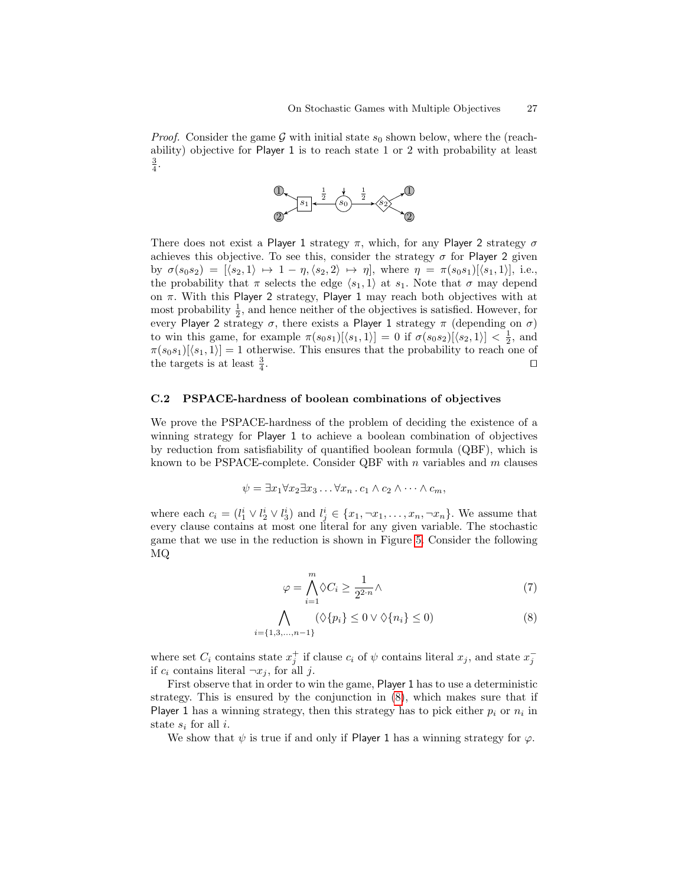*Proof.* Consider the game $\mathcal{G}$ with initial state $s_0$ shown below, where the (reachability) objective for Player 1 is to reach state 1 or 2 with probability at least $\frac{3}{4}$.

There does not exist a Player 1 strategy $\pi$, which, for any Player 2 strategy $\sigma$ achieves this objective. To see this, consider the strategy $\sigma$ for Player 2 given by $\sigma(s_0 s_2) = [\langle s_2, 1\rangle \mapsto 1 - \eta, \langle s_2, 2\rangle \mapsto \eta]$, where $\eta = \pi(s_0 s_1)[\langle s_1, 1\rangle]$, i.e., the probability that $\pi$ selects the edge $\langle s_1, 1\rangle$ at $s_1$. Note that $\sigma$ may depend on $\pi$. With this Player 2 strategy, Player 1 may reach both objectives with at most probability $\frac{1}{2}$, and hence neither of the objectives is satisfied. However, for every Player 2 strategy $\sigma$, there exists a Player 1 strategy $\pi$ (depending on $\sigma$) to win this game, for example $\pi(s_0 s_1)[\langle s_1, 1\rangle] = 0$ if $\sigma(s_0 s_2)[\langle s_2, 1\rangle] < \frac{1}{2}$, and $\pi(s_0 s_1)[\langle s_1, 1\rangle] = 1$ otherwise. This ensures that the probability to reach one of the targets is at least $\frac{3}{4}$. $\square$

### C.2 PSPACE-hardness of boolean combinations of objectives

We prove the PSPACE-hardness of the problem of deciding the existence of a winning strategy for Player 1 to achieve a boolean combination of objectives by reduction from satisfiability of quantified boolean formula (QBF), which is known to be PSPACE-complete. Consider QBF with $n$ variables and $m$ clauses

$$\psi = \exists x_1 \forall x_2 \exists x_3 \ldots \forall x_n \, . \, c_1 \wedge c_2 \wedge \cdots \wedge c_m,$$

where each $c_i = (l_1^i \vee l_2^i \vee l_3^i)$ and $l_j^i \in \{x_1, \neg x_1, \ldots, x_n, \neg x_n\}$. We assume that every clause contains at most one literal for any given variable. The stochastic game that we use in the reduction is shown in Figure 5. Consider the following MQ

$$\varphi = \bigwedge_{i=1}^{m} \Diamond C_i \geq \frac{1}{2^{2 \cdot n}} \wedge \tag{7}$$

$$\bigwedge_{i=\{1,3,\ldots,n-1\}} (\Diamond\{p_i\} \leq 0 \vee \Diamond\{n_i\} \leq 0) \tag{8}$$

where set $C_i$ contains state $x_j^+$ if clause $c_i$ of $\psi$ contains literal $x_j$, and state $x_j^-$ if $c_i$ contains literal $\neg x_j$, for all $j$.

First observe that in order to win the game, Player 1 has to use a deterministic strategy. This is ensured by the conjunction in (8), which makes sure that if Player 1 has a winning strategy, then this strategy has to pick either $p_i$ or $n_i$ in state $s_i$ for all $i$.

We show that $\psi$ is true if and only if Player 1 has a winning strategy for $\varphi$.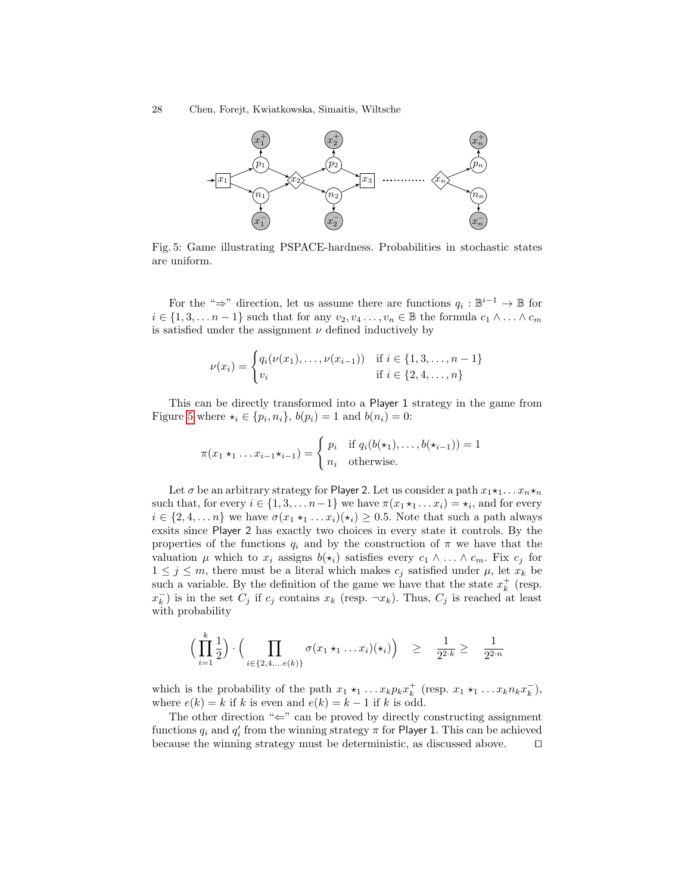Fig. 5: Game illustrating PSPACE-hardness. Probabilities in stochastic states are uniform.

For the "⇒" direction, let us assume there are functions $q_i : \mathbb{B}^{i-1} \to \mathbb{B}$ for $i \in \{1, 3, \dots n-1\}$ such that for any $v_2, v_4 \dots, v_n \in \mathbb{B}$ the formula $c_1 \wedge \dots \wedge c_m$ is satisfied under the assignment $\nu$ defined inductively by

$$\nu(x_i) = \begin{cases} q_i(\nu(x_1), \dots, \nu(x_{i-1})) & \text{if } i \in \{1, 3, \dots, n-1\} \\ v_i & \text{if } i \in \{2, 4, \dots, n\} \end{cases}$$

This can be directly transformed into a Player 1 strategy in the game from Figure 5 where $\star_i \in \{p_i, n_i\}$, $b(p_i) = 1$ and $b(n_i) = 0$:

$$\pi(x_1 \star_1 \dots x_{i-1} \star_{i-1}) = \begin{cases} p_i & \text{if } q_i(b(\star_1), \dots, b(\star_{i-1})) = 1 \\ n_i & \text{otherwise.} \end{cases}$$

Let $\sigma$ be an arbitrary strategy for Player 2. Let us consider a path $x_1 \star_1 \dots x_n \star_n$ such that, for every $i \in \{1, 3, \dots n-1\}$ we have $\pi(x_1 \star_1 \dots x_i) = \star_i$, and for every $i \in \{2, 4, \dots n\}$ we have $\sigma(x_1 \star_1 \dots x_i)(\star_i) \geq 0.5$. Note that such a path always exsits since Player 2 has exactly two choices in every state it controls. By the properties of the functions $q_i$ and by the construction of $\pi$ we have that the valuation $\mu$ which to $x_i$ assigns $b(\star_i)$ satisfies every $c_1 \wedge \dots \wedge c_m$. Fix $c_j$ for $1 \leq j \leq m$, there must be a literal which makes $c_j$ satisfied under $\mu$, let $x_k$ be such a variable. By the definition of the game we have that the state $x_k^+$ (resp. $x_k^-$) is in the set $C_j$ if $c_j$ contains $x_k$ (resp. $\neg x_k$). Thus, $C_j$ is reached at least with probability

$$\Big(\prod_{i=1}^{k} \frac{1}{2}\Big) \cdot \Big(\prod_{i \in \{2,4,\dots e(k)\}} \sigma(x_1 \star_1 \dots x_i)(\star_i)\Big) \quad \geq \quad \frac{1}{2^{2 \cdot k}} \geq \quad \frac{1}{2^{2 \cdot n}}$$

which is the probability of the path $x_1 \star_1 \dots x_k p_k x_k^+$ (resp. $x_1 \star_1 \dots x_k n_k x_k^-$), where $e(k) = k$ if $k$ is even and $e(k) = k-1$ if $k$ is odd.

The other direction "⇐" can be proved by directly constructing assignment functions $q_i$ and $q_i'$ from the winning strategy $\pi$ for Player 1. This can be achieved because the winning strategy must be deterministic, as discussed above. ◻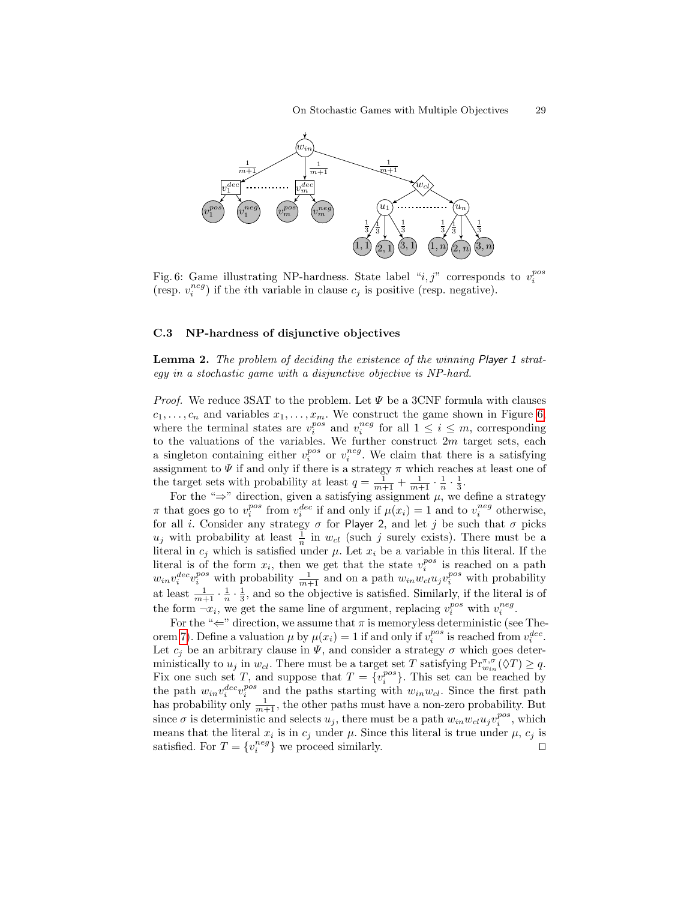Fig. 6: Game illustrating NP-hardness. State label "$i, j$" corresponds to $v_i^{pos}$ (resp. $v_i^{neg}$) if the $i$th variable in clause $c_j$ is positive (resp. negative).

### C.3 NP-hardness of disjunctive objectives

**Lemma 2.** *The problem of deciding the existence of the winning Player 1 strategy in a stochastic game with a disjunctive objective is NP-hard.*

*Proof.* We reduce 3SAT to the problem. Let $\Psi$ be a 3CNF formula with clauses $c_1, \ldots, c_n$ and variables $x_1, \ldots, x_m$. We construct the game shown in Figure 6, where the terminal states are $v_i^{pos}$ and $v_i^{neg}$ for all $1 \leq i \leq m$, corresponding to the valuations of the variables. We further construct $2m$ target sets, each a singleton containing either $v_i^{pos}$ or $v_i^{neg}$. We claim that there is a satisfying assignment to $\Psi$ if and only if there is a strategy $\pi$ which reaches at least one of the target sets with probability at least $q = \frac{1}{m+1} + \frac{1}{m+1} \cdot \frac{1}{n} \cdot \frac{1}{3}$.

For the "$\Rightarrow$" direction, given a satisfying assignment $\mu$, we define a strategy $\pi$ that goes go to $v_i^{pos}$ from $v_i^{dec}$ if and only if $\mu(x_i) = 1$ and to $v_i^{neg}$ otherwise, for all $i$. Consider any strategy $\sigma$ for Player 2, and let $j$ be such that $\sigma$ picks $u_j$ with probability at least $\frac{1}{n}$ in $w_{cl}$ (such $j$ surely exists). There must be a literal in $c_j$ which is satisfied under $\mu$. Let $x_i$ be a variable in this literal. If the literal is of the form $x_i$, then we get that the state $v_i^{pos}$ is reached on a path $w_{in} v_i^{dec} v_i^{pos}$ with probability $\frac{1}{m+1}$ and on a path $w_{in} w_{cl} u_j v_i^{pos}$ with probability at least $\frac{1}{m+1} \cdot \frac{1}{n} \cdot \frac{1}{3}$, and so the objective is satisfied. Similarly, if the literal is of the form $\neg x_i$, we get the same line of argument, replacing $v_i^{pos}$ with $v_i^{neg}$.

For the "$\Leftarrow$" direction, we assume that $\pi$ is memoryless deterministic (see Theorem 7). Define a valuation $\mu$ by $\mu(x_i) = 1$ if and only if $v_i^{pos}$ is reached from $v_i^{dec}$. Let $c_j$ be an arbitrary clause in $\Psi$, and consider a strategy $\sigma$ which goes deterministically to $u_j$ in $w_{cl}$. There must be a target set $T$ satisfying $\Pr_{w_{in}}^{\pi,\sigma}(\Diamond T) \geq q$. Fix one such set $T$, and suppose that $T = \{v_i^{pos}\}$. This set can be reached by the path $w_{in} v_i^{dec} v_i^{pos}$ and the paths starting with $w_{in} w_{cl}$. Since the first path has probability only $\frac{1}{m+1}$, the other paths must have a non-zero probability. But since $\sigma$ is deterministic and selects $u_j$, there must be a path $w_{in} w_{cl} u_j v_i^{pos}$, which means that the literal $x_i$ is in $c_j$ under $\mu$. Since this literal is true under $\mu$, $c_j$ is satisfied. For $T = \{v_i^{neg}\}$ we proceed similarly. $\square$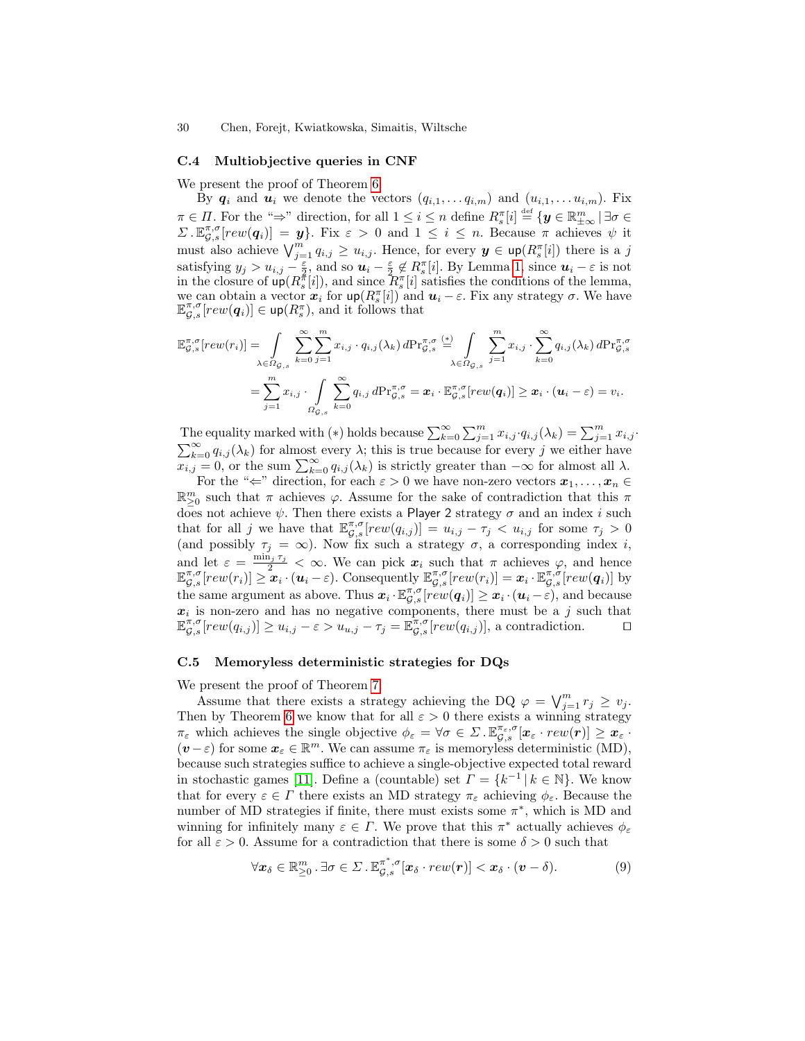### C.4 Multiobjective queries in CNF

We present the proof of Theorem 6.

By $\boldsymbol{q}_i$ and $\boldsymbol{u}_i$ we denote the vectors $(q_{i,1}, \ldots q_{i,m})$ and $(u_{i,1}, \ldots u_{i,m})$. Fix $\pi \in \Pi$. For the "$\Rightarrow$" direction, for all $1 \le i \le n$ define $R^{\pi}_s[i] \stackrel{\text{def}}{=} \{\boldsymbol{y} \in \mathbb{R}^m_{\pm\infty} \,|\, \exists \sigma \in \Sigma \,.\, \mathbb{E}^{\pi,\sigma}_{\mathcal{G},s}[rew(\boldsymbol{q}_i)] = \boldsymbol{y}\}$. Fix $\varepsilon > 0$ and $1 \le i \le n$. Because $\pi$ achieves $\psi$ it must also achieve $\bigvee_{j=1}^m q_{i,j} \ge u_{i,j}$. Hence, for every $\boldsymbol{y} \in \mathsf{up}(R^{\pi}_s[i])$ there is a $j$ satisfying $y_j > u_{i,j} - \frac{\varepsilon}{2}$, and so $\boldsymbol{u}_i - \frac{\varepsilon}{2} \notin R^{\pi}_s[i]$. By Lemma 1, since $\boldsymbol{u}_i - \varepsilon$ is not in the closure of $\mathsf{up}(R^{\pi}_s[i])$, and since $R^{\pi}_s[i]$ satisfies the conditions of the lemma, we can obtain a vector $\boldsymbol{x}_i$ for $\mathsf{up}(R^{\pi}_s[i])$ and $\boldsymbol{u}_i - \varepsilon$. Fix any strategy $\sigma$. We have $\mathbb{E}^{\pi,\sigma}_{\mathcal{G},s}[rew(\boldsymbol{q}_i)] \in \mathsf{up}(R^{\pi}_s)$, and it follows that

$$\mathbb{E}^{\pi,\sigma}_{\mathcal{G},s}[rew(r_i)] = \int_{\lambda \in \Omega_{\mathcal{G},s}} \sum_{k=0}^{\infty} \sum_{j=1}^{m} x_{i,j} \cdot q_{i,j}(\lambda_k)\, d\mathrm{Pr}^{\pi,\sigma}_{\mathcal{G},s} \stackrel{(*)}{=} \int_{\lambda \in \Omega_{\mathcal{G},s}} \sum_{j=1}^{m} x_{i,j} \cdot \sum_{k=0}^{\infty} q_{i,j}(\lambda_k)\, d\mathrm{Pr}^{\pi,\sigma}_{\mathcal{G},s}$$

$$= \sum_{j=1}^{m} x_{i,j} \cdot \int_{\Omega_{\mathcal{G},s}} \sum_{k=0}^{\infty} q_{i,j}\, d\mathrm{Pr}^{\pi,\sigma}_{\mathcal{G},s} = \boldsymbol{x}_i \cdot \mathbb{E}^{\pi,\sigma}_{\mathcal{G},s}[rew(\boldsymbol{q}_i)] \ge \boldsymbol{x}_i \cdot (\boldsymbol{u}_i - \varepsilon) = v_i.$$

The equality marked with $(*)$ holds because $\sum_{k=0}^{\infty} \sum_{j=1}^{m} x_{i,j} \cdot q_{i,j}(\lambda_k) = \sum_{j=1}^{m} x_{i,j} \cdot \sum_{k=0}^{\infty} q_{i,j}(\lambda_k)$ for almost every $\lambda$; this is true because for every $j$ we either have $x_{i,j} = 0$, or the sum $\sum_{k=0}^{\infty} q_{i,j}(\lambda_k)$ is strictly greater than $-\infty$ for almost all $\lambda$.

For the "$\Leftarrow$" direction, for each $\varepsilon > 0$ we have non-zero vectors $\boldsymbol{x}_1, \ldots, \boldsymbol{x}_n \in \mathbb{R}^m_{\ge 0}$ such that $\pi$ achieves $\varphi$. Assume for the sake of contradiction that this $\pi$ does not achieve $\psi$. Then there exists a Player 2 strategy $\sigma$ and an index $i$ such that for all $j$ we have that $\mathbb{E}^{\pi,\sigma}_{\mathcal{G},s}[rew(q_{i,j})] = u_{i,j} - \tau_j < u_{i,j}$ for some $\tau_j > 0$ (and possibly $\tau_j = \infty$). Now fix such a strategy $\sigma$, a corresponding index $i$, and let $\varepsilon = \frac{\min_j \tau_j}{2} < \infty$. We can pick $\boldsymbol{x}_i$ such that $\pi$ achieves $\varphi$, and hence $\mathbb{E}^{\pi,\sigma}_{\mathcal{G},s}[rew(r_i)] \ge \boldsymbol{x}_i \cdot (\boldsymbol{u}_i - \varepsilon)$. Consequently $\mathbb{E}^{\pi,\sigma}_{\mathcal{G},s}[rew(r_i)] = \boldsymbol{x}_i \cdot \mathbb{E}^{\pi,\sigma}_{\mathcal{G},s}[rew(\boldsymbol{q}_i)]$ by the same argument as above. Thus $\boldsymbol{x}_i \cdot \mathbb{E}^{\pi,\sigma}_{\mathcal{G},s}[rew(\boldsymbol{q}_i)] \ge \boldsymbol{x}_i \cdot (\boldsymbol{u}_i - \varepsilon)$, and because $\boldsymbol{x}_i$ is non-zero and has no negative components, there must be a $j$ such that $\mathbb{E}^{\pi,\sigma}_{\mathcal{G},s}[rew(q_{i,j})] \ge u_{i,j} - \varepsilon > u_{u,j} - \tau_j = \mathbb{E}^{\pi,\sigma}_{\mathcal{G},s}[rew(q_{i,j})]$, a contradiction. $\square$

### C.5 Memoryless deterministic strategies for DQs

We present the proof of Theorem 7.

Assume that there exists a strategy achieving the DQ $\varphi = \bigvee_{j=1}^m r_j \ge v_j$. Then by Theorem 6 we know that for all $\varepsilon > 0$ there exists a winning strategy $\pi_\varepsilon$ which achieves the single objective $\phi_\varepsilon = \forall \sigma \in \Sigma \,.\, \mathbb{E}^{\pi_\varepsilon,\sigma}_{\mathcal{G},s}[\boldsymbol{x}_\varepsilon \cdot rew(\boldsymbol{r})] \ge \boldsymbol{x}_\varepsilon \cdot (\boldsymbol{v} - \varepsilon)$ for some $\boldsymbol{x}_\varepsilon \in \mathbb{R}^m$. We can assume $\pi_\varepsilon$ is memoryless deterministic (MD), because such strategies suffice to achieve a single-objective expected total reward in stochastic games [11]. Define a (countable) set $\Gamma = \{k^{-1} \,|\, k \in \mathbb{N}\}$. We know that for every $\varepsilon \in \Gamma$ there exists an MD strategy $\pi_\varepsilon$ achieving $\phi_\varepsilon$. Because the number of MD strategies if finite, there must exists some $\pi^*$, which is MD and winning for infinitely many $\varepsilon \in \Gamma$. We prove that this $\pi^*$ actually achieves $\phi_\varepsilon$ for all $\varepsilon > 0$. Assume for a contradiction that there is some $\delta > 0$ such that

$$\forall \boldsymbol{x}_\delta \in \mathbb{R}^m_{\ge 0} \,.\, \exists \sigma \in \Sigma \,.\, \mathbb{E}^{\pi^*,\sigma}_{\mathcal{G},s}[\boldsymbol{x}_\delta \cdot rew(\boldsymbol{r})] < \boldsymbol{x}_\delta \cdot (\boldsymbol{v} - \delta). \tag{9}$$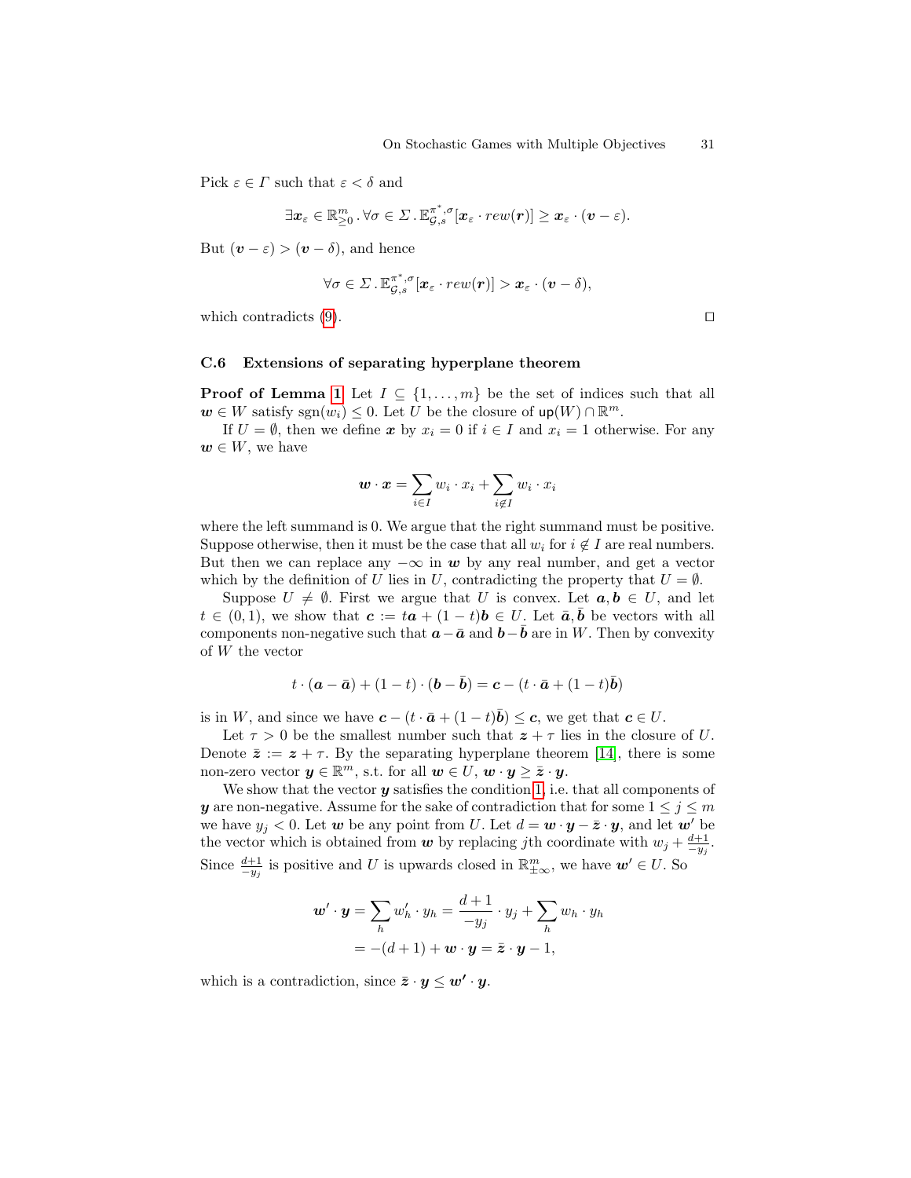Pick $\varepsilon \in \Gamma$ such that $\varepsilon < \delta$ and

$$\exists \boldsymbol{x}_\varepsilon \in \mathbb{R}^m_{\geq 0} \,.\, \forall \sigma \in \Sigma \,.\, \mathbb{E}^{\pi^*,\sigma}_{\mathcal{G},s}[\boldsymbol{x}_\varepsilon \cdot rew(\boldsymbol{r})] \geq \boldsymbol{x}_\varepsilon \cdot (\boldsymbol{v} - \varepsilon).$$

But $(\boldsymbol{v} - \varepsilon) > (\boldsymbol{v} - \delta)$, and hence

$$\forall \sigma \in \Sigma \,.\, \mathbb{E}^{\pi^*,\sigma}_{\mathcal{G},s}[\boldsymbol{x}_\varepsilon \cdot rew(\boldsymbol{r})] > \boldsymbol{x}_\varepsilon \cdot (\boldsymbol{v} - \delta),$$

which contradicts (9). ◻

### C.6 Extensions of separating hyperplane theorem

**Proof of Lemma 1** Let $I \subseteq \{1, \ldots, m\}$ be the set of indices such that all $\boldsymbol{w} \in W$ satisfy $\mathrm{sgn}(w_i) \leq 0$. Let $U$ be the closure of $\mathsf{up}(W) \cap \mathbb{R}^m$.

If $U = \emptyset$, then we define $\boldsymbol{x}$ by $x_i = 0$ if $i \in I$ and $x_i = 1$ otherwise. For any $\boldsymbol{w} \in W$, we have

$$\boldsymbol{w} \cdot \boldsymbol{x} = \sum_{i \in I} w_i \cdot x_i + \sum_{i \notin I} w_i \cdot x_i$$

where the left summand is 0. We argue that the right summand must be positive. Suppose otherwise, then it must be the case that all $w_i$ for $i \notin I$ are real numbers. But then we can replace any $-\infty$ in $\boldsymbol{w}$ by any real number, and get a vector which by the definition of $U$ lies in $U$, contradicting the property that $U = \emptyset$.

Suppose $U \neq \emptyset$. First we argue that $U$ is convex. Let $\boldsymbol{a}, \boldsymbol{b} \in U$, and let $t \in (0, 1)$, we show that $\boldsymbol{c} := t\boldsymbol{a} + (1-t)\boldsymbol{b} \in U$. Let $\bar{\boldsymbol{a}}, \bar{\boldsymbol{b}}$ be vectors with all components non-negative such that $\boldsymbol{a} - \bar{\boldsymbol{a}}$ and $\boldsymbol{b} - \bar{\boldsymbol{b}}$ are in $W$. Then by convexity of $W$ the vector

$$t \cdot (\boldsymbol{a} - \bar{\boldsymbol{a}}) + (1-t) \cdot (\boldsymbol{b} - \bar{\boldsymbol{b}}) = \boldsymbol{c} - (t \cdot \bar{\boldsymbol{a}} + (1-t)\bar{\boldsymbol{b}})$$

is in $W$, and since we have $\boldsymbol{c} - (t \cdot \bar{\boldsymbol{a}} + (1-t)\bar{\boldsymbol{b}}) \leq \boldsymbol{c}$, we get that $\boldsymbol{c} \in U$.

Let $\tau > 0$ be the smallest number such that $\boldsymbol{z} + \tau$ lies in the closure of $U$. Denote $\bar{\boldsymbol{z}} := \boldsymbol{z} + \tau$. By the separating hyperplane theorem [14], there is some non-zero vector $\boldsymbol{y} \in \mathbb{R}^m$, s.t. for all $\boldsymbol{w} \in U$, $\boldsymbol{w} \cdot \boldsymbol{y} \geq \bar{\boldsymbol{z}} \cdot \boldsymbol{y}$.

We show that the vector $\boldsymbol{y}$ satisfies the condition 1, i.e. that all components of $\boldsymbol{y}$ are non-negative. Assume for the sake of contradiction that for some $1 \leq j \leq m$ we have $y_j < 0$. Let $\boldsymbol{w}$ be any point from $U$. Let $d = \boldsymbol{w} \cdot \boldsymbol{y} - \bar{\boldsymbol{z}} \cdot \boldsymbol{y}$, and let $\boldsymbol{w}'$ be the vector which is obtained from $\boldsymbol{w}$ by replacing $j$th coordinate with $w_j + \frac{d+1}{-y_j}$. Since $\frac{d+1}{-y_j}$ is positive and $U$ is upwards closed in $\mathbb{R}^m_{\pm\infty}$, we have $\boldsymbol{w}' \in U$. So

$$\begin{aligned}
\boldsymbol{w}' \cdot \boldsymbol{y} = \sum_h w'_h \cdot y_h &= \frac{d+1}{-y_j} \cdot y_j + \sum_h w_h \cdot y_h \\
&= -(d+1) + \boldsymbol{w} \cdot \boldsymbol{y} = \bar{\boldsymbol{z}} \cdot \boldsymbol{y} - 1,
\end{aligned}$$

which is a contradiction, since $\bar{\boldsymbol{z}} \cdot \boldsymbol{y} \leq \boldsymbol{w}' \cdot \boldsymbol{y}$.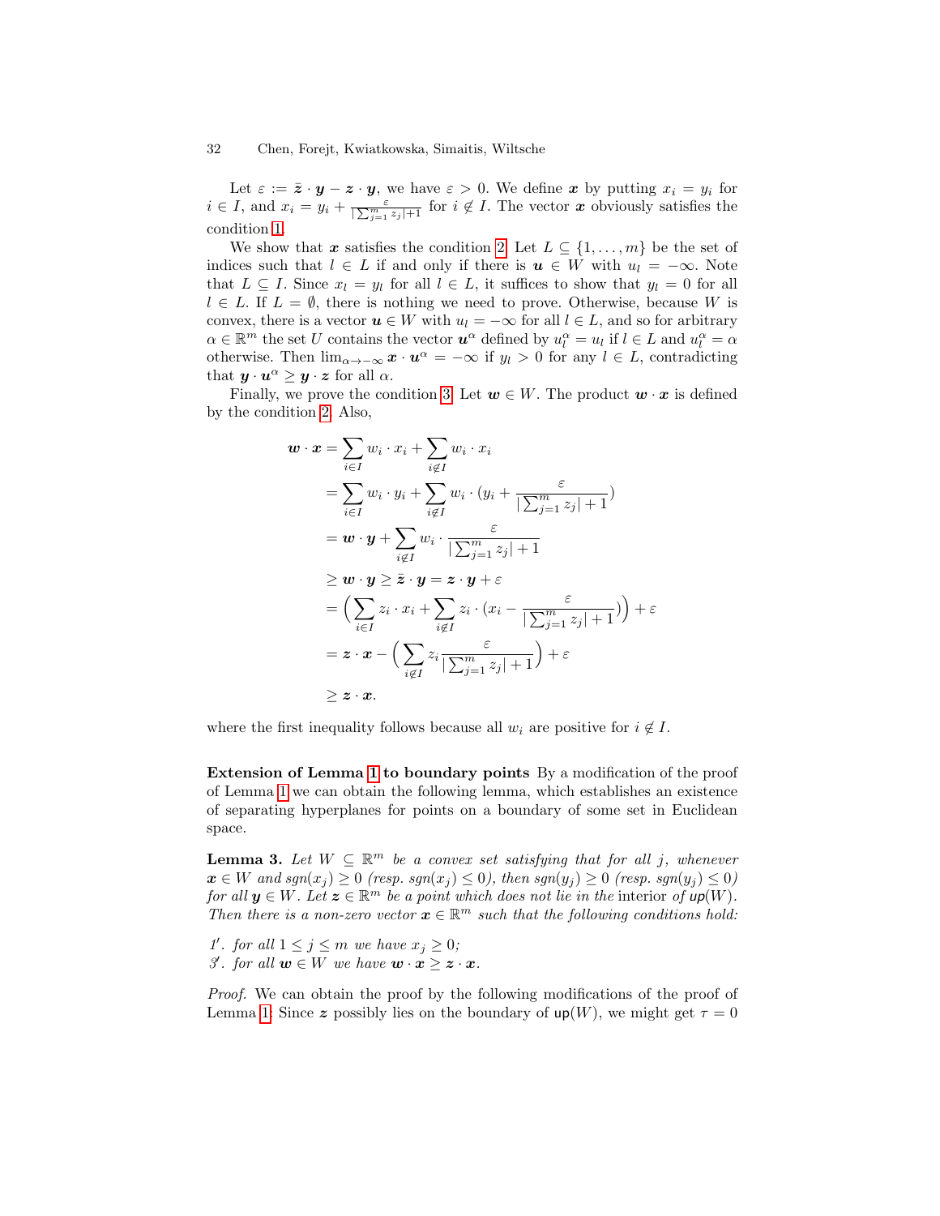Let $\varepsilon := \bar{\boldsymbol{z}} \cdot \boldsymbol{y} - \boldsymbol{z} \cdot \boldsymbol{y}$, we have $\varepsilon > 0$. We define $\boldsymbol{x}$ by putting $x_i = y_i$ for $i \in I$, and $x_i = y_i + \frac{\varepsilon}{|\sum_{j=1}^{m} z_j|+1}$ for $i \notin I$. The vector $\boldsymbol{x}$ obviously satisfies the condition 1.

We show that $\boldsymbol{x}$ satisfies the condition 2. Let $L \subseteq \{1, \ldots, m\}$ be the set of indices such that $l \in L$ if and only if there is $\boldsymbol{u} \in W$ with $u_l = -\infty$. Note that $L \subseteq I$. Since $x_l = y_l$ for all $l \in L$, it suffices to show that $y_l = 0$ for all $l \in L$. If $L = \emptyset$, there is nothing we need to prove. Otherwise, because $W$ is convex, there is a vector $\boldsymbol{u} \in W$ with $u_l = -\infty$ for all $l \in L$, and so for arbitrary $\alpha \in \mathbb{R}^m$ the set $U$ contains the vector $\boldsymbol{u}^\alpha$ defined by $u^\alpha_l = u_l$ if $l \in L$ and $u^\alpha_l = \alpha$ otherwise. Then $\lim_{\alpha \to -\infty} \boldsymbol{x} \cdot \boldsymbol{u}^\alpha = -\infty$ if $y_l > 0$ for any $l \in L$, contradicting that $\boldsymbol{y} \cdot \boldsymbol{u}^\alpha \geq \boldsymbol{y} \cdot \boldsymbol{z}$ for all $\alpha$.

Finally, we prove the condition 3. Let $\boldsymbol{w} \in W$. The product $\boldsymbol{w} \cdot \boldsymbol{x}$ is defined by the condition 2. Also,

$$
\begin{aligned}
\boldsymbol{w} \cdot \boldsymbol{x} &= \sum_{i \in I} w_i \cdot x_i + \sum_{i \notin I} w_i \cdot x_i \\
&= \sum_{i \in I} w_i \cdot y_i + \sum_{i \notin I} w_i \cdot (y_i + \frac{\varepsilon}{|\sum_{j=1}^{m} z_j| + 1}) \\
&= \boldsymbol{w} \cdot \boldsymbol{y} + \sum_{i \notin I} w_i \cdot \frac{\varepsilon}{|\sum_{j=1}^{m} z_j| + 1} \\
&\geq \boldsymbol{w} \cdot \boldsymbol{y} \geq \bar{\boldsymbol{z}} \cdot \boldsymbol{y} = \boldsymbol{z} \cdot \boldsymbol{y} + \varepsilon \\
&= \Big( \sum_{i \in I} z_i \cdot x_i + \sum_{i \notin I} z_i \cdot (x_i - \frac{\varepsilon}{|\sum_{j=1}^{m} z_j| + 1}) \Big) + \varepsilon \\
&= \boldsymbol{z} \cdot \boldsymbol{x} - \Big( \sum_{i \notin I} z_i \frac{\varepsilon}{|\sum_{j=1}^{m} z_j| + 1} \Big) + \varepsilon \\
&\geq \boldsymbol{z} \cdot \boldsymbol{x}.
\end{aligned}
$$

where the first inequality follows because all $w_i$ are positive for $i \notin I$.

**Extension of Lemma 1 to boundary points** By a modification of the proof of Lemma 1 we can obtain the following lemma, which establishes an existence of separating hyperplanes for points on a boundary of some set in Euclidean space.

**Lemma 3.** *Let $W \subseteq \mathbb{R}^m$ be a convex set satisfying that for all $j$, whenever $\boldsymbol{x} \in W$ and $sgn(x_j) \geq 0$ (resp. $sgn(x_j) \leq 0$), then $sgn(y_j) \geq 0$ (resp. $sgn(y_j) \leq 0$) for all $\boldsymbol{y} \in W$. Let $\boldsymbol{z} \in \mathbb{R}^m$ be a point which does not lie in the* interior *of $\mathsf{up}(W)$. Then there is a non-zero vector $\boldsymbol{x} \in \mathbb{R}^m$ such that the following conditions hold:*

*1′. for all $1 \leq j \leq m$ we have $x_j \geq 0$;*
*3′. for all $\boldsymbol{w} \in W$ we have $\boldsymbol{w} \cdot \boldsymbol{x} \geq \boldsymbol{z} \cdot \boldsymbol{x}$.*

*Proof.* We can obtain the proof by the following modifications of the proof of Lemma 1: Since $\boldsymbol{z}$ possibly lies on the boundary of $\mathsf{up}(W)$, we might get $\tau = 0$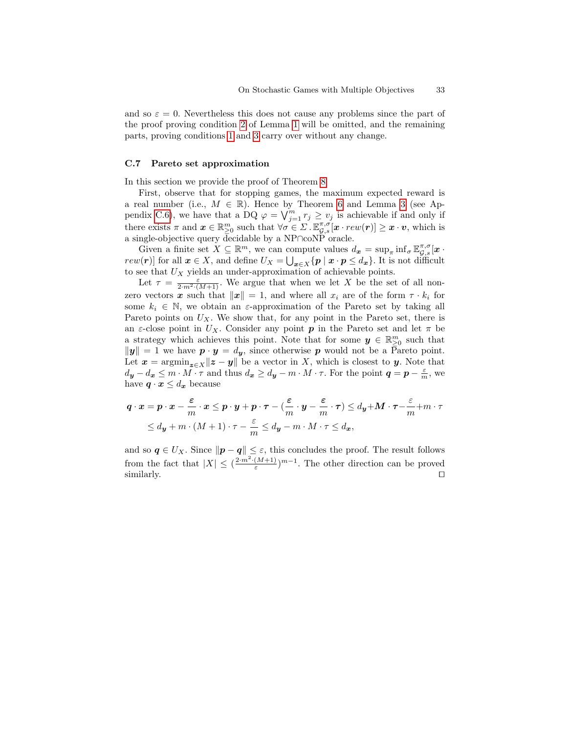and so $\varepsilon = 0$. Nevertheless this does not cause any problems since the part of the proof proving condition 2 of Lemma 1 will be omitted, and the remaining parts, proving conditions 1 and 3 carry over without any change.

### C.7 Pareto set approximation

In this section we provide the proof of Theorem 8.

First, observe that for stopping games, the maximum expected reward is a real number (i.e., $M \in \mathbb{R}$). Hence by Theorem 6 and Lemma 3 (see Appendix C.6), we have that a DQ $\varphi = \bigvee_{j=1}^{m} r_j \geq v_j$ is achievable if and only if there exists $\pi$ and $\boldsymbol{x} \in \mathbb{R}^m_{\geq 0}$ such that $\forall \sigma \in \Sigma \,.\, \mathbb{E}^{\pi,\sigma}_{\mathcal{G},s}[\boldsymbol{x} \cdot rew(\boldsymbol{r})] \geq \boldsymbol{x} \cdot \boldsymbol{v}$, which is a single-objective query decidable by a NP$\cap$coNP oracle.

Given a finite set $X \subseteq \mathbb{R}^m$, we can compute values $d_{\boldsymbol{x}} = \sup_\pi \inf_\sigma \mathbb{E}^{\pi,\sigma}_{\mathcal{G},s}[\boldsymbol{x} \cdot rew(\boldsymbol{r})]$ for all $\boldsymbol{x} \in X$, and define $U_X = \bigcup_{\boldsymbol{x} \in X} \{\boldsymbol{p} \mid \boldsymbol{x} \cdot \boldsymbol{p} \leq d_{\boldsymbol{x}}\}$. It is not difficult to see that $U_X$ yields an under-approximation of achievable points.

Let $\tau = \frac{\varepsilon}{2 \cdot m^2 \cdot (M+1)}$. We argue that when we let $X$ be the set of all non-zero vectors $\boldsymbol{x}$ such that $\|\boldsymbol{x}\| = 1$, and where all $x_i$ are of the form $\tau \cdot k_i$ for some $k_i \in \mathbb{N}$, we obtain an $\varepsilon$-approximation of the Pareto set by taking all Pareto points on $U_X$. We show that, for any point in the Pareto set, there is an $\varepsilon$-close point in $U_X$. Consider any point $\boldsymbol{p}$ in the Pareto set and let $\pi$ be a strategy which achieves this point. Note that for some $\boldsymbol{y} \in \mathbb{R}^m_{\geq 0}$ such that $\|\boldsymbol{y}\| = 1$ we have $\boldsymbol{p} \cdot \boldsymbol{y} = d_{\boldsymbol{y}}$, since otherwise $\boldsymbol{p}$ would not be a Pareto point. Let $\boldsymbol{x} = \operatorname{argmin}_{\boldsymbol{z} \in X} \|\boldsymbol{z} - \boldsymbol{y}\|$ be a vector in $X$, which is closest to $\boldsymbol{y}$. Note that $d_{\boldsymbol{y}} - d_{\boldsymbol{x}} \leq m \cdot M \cdot \tau$ and thus $d_{\boldsymbol{x}} \geq d_{\boldsymbol{y}} - m \cdot M \cdot \tau$. For the point $\boldsymbol{q} = \boldsymbol{p} - \frac{\varepsilon}{m}$, we have $\boldsymbol{q} \cdot \boldsymbol{x} \leq d_{\boldsymbol{x}}$ because

$$
\begin{aligned}
\boldsymbol{q} \cdot \boldsymbol{x} = \boldsymbol{p} \cdot \boldsymbol{x} - \frac{\boldsymbol{\varepsilon}}{m} \cdot \boldsymbol{x} \leq \boldsymbol{p} \cdot \boldsymbol{y} + \boldsymbol{p} \cdot \boldsymbol{\tau} - \left(\frac{\boldsymbol{\varepsilon}}{m} \cdot \boldsymbol{y} - \frac{\boldsymbol{\varepsilon}}{m} \cdot \boldsymbol{\tau}\right) \leq d_{\boldsymbol{y}} + \boldsymbol{M} \cdot \boldsymbol{\tau} - \frac{\varepsilon}{m} + m \cdot \tau \\
\leq d_{\boldsymbol{y}} + m \cdot (M+1) \cdot \tau - \frac{\varepsilon}{m} \leq d_{\boldsymbol{y}} - m \cdot M \cdot \tau \leq d_{\boldsymbol{x}},
\end{aligned}
$$

and so $\boldsymbol{q} \in U_X$. Since $\|\boldsymbol{p} - \boldsymbol{q}\| \leq \varepsilon$, this concludes the proof. The result follows from the fact that $|X| \leq (\frac{2 \cdot m^2 \cdot (M+1)}{\varepsilon})^{m-1}$. The other direction can be proved similarly. ☐